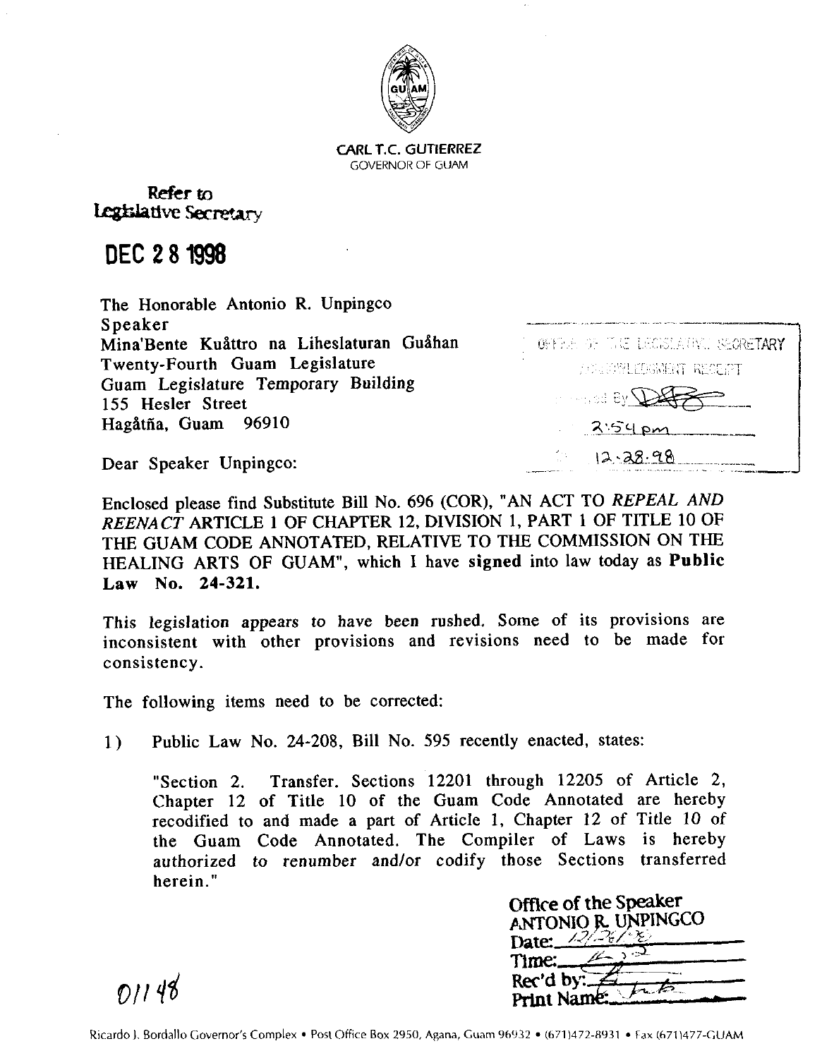CARL T.C. GUTIERREZ
GOVERNOR OF GUAM

Refer to
Legislative Secretary

**DEC 28 1998**

The Honorable Antonio R. Unpingco
Speaker
Mina'Bente Kuåttro na Liheslaturan Guåhan
Twenty-Fourth Guam Legislature
Guam Legislature Temporary Building
155 Hesler Street
Hagåtña, Guam 96910

OFFICE OF THE LEGISLATIVE SECRETARY
ACKNOWLEDGMENT RECEIPT
Received By [signature]
2:54pm
12-28-98

Dear Speaker Unpingco:

Enclosed please find Substitute Bill No. 696 (COR), "AN ACT TO *REPEAL AND REENACT* ARTICLE 1 OF CHAPTER 12, DIVISION 1, PART 1 OF TITLE 10 OF THE GUAM CODE ANNOTATED, RELATIVE TO THE COMMISSION ON THE HEALING ARTS OF GUAM", which I have **signed** into law today as **Public Law No. 24-321.**

This legislation appears to have been rushed. Some of its provisions are inconsistent with other provisions and revisions need to be made for consistency.

The following items need to be corrected:

1) Public Law No. 24-208, Bill No. 595 recently enacted, states:

   "Section 2. Transfer. Sections 12201 through 12205 of Article 2, Chapter 12 of Title 10 of the Guam Code Annotated are hereby recodified to and made a part of Article 1, Chapter 12 of Title 10 of the Guam Code Annotated. The Compiler of Laws is hereby authorized to renumber and/or codify those Sections transferred herein."

Office of the Speaker
ANTONIO R. UNPINGCO
Date: 12/28/98
Time: [illegible]
Rec'd by: [signature]
Print Name: [illegible]

01148

Ricardo J. Bordallo Governor's Complex • Post Office Box 2950, Agana, Guam 96932 • (671)472-8931 • Fax (671)477-GUAM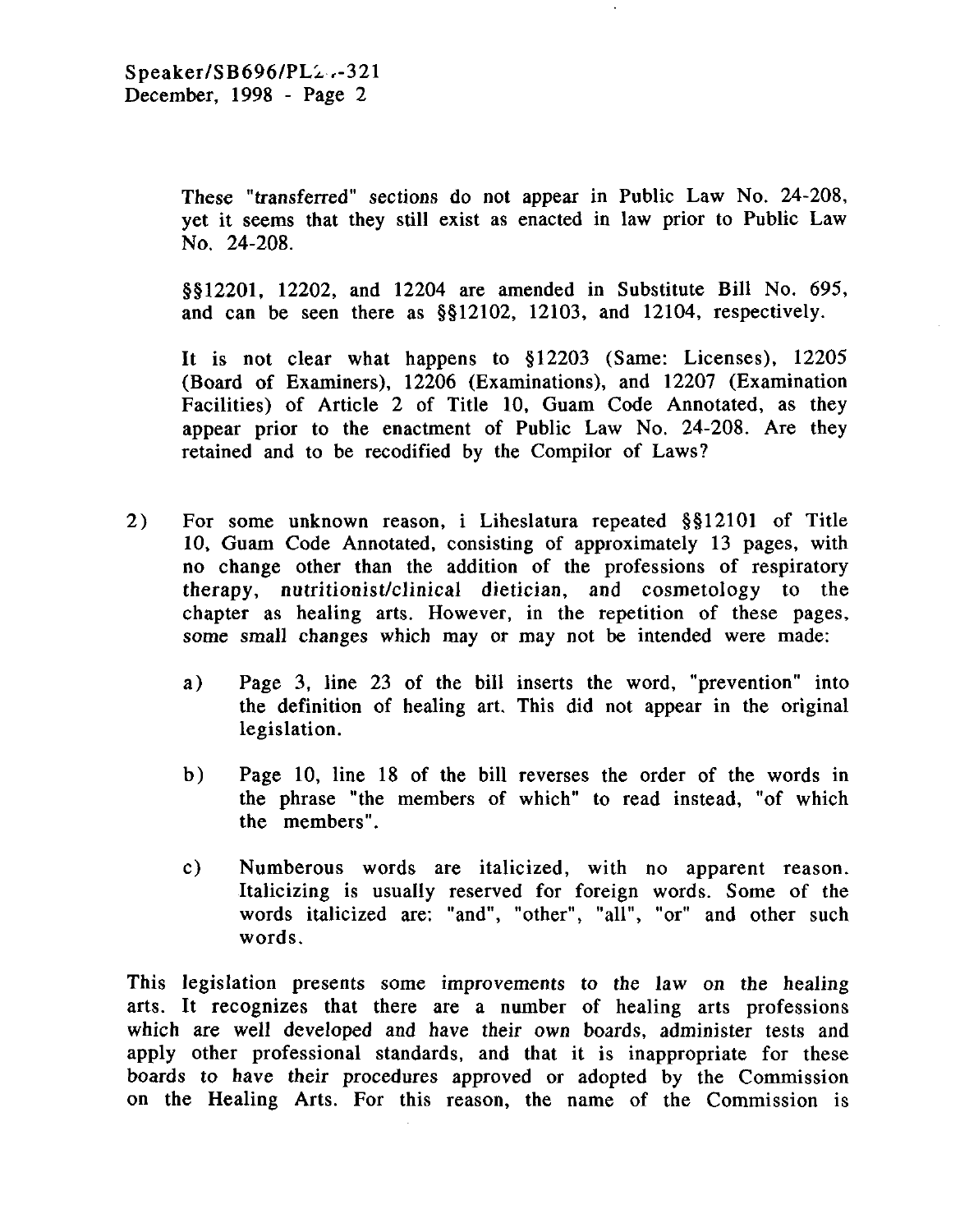These "transferred" sections do not appear in Public Law No. 24-208, yet it seems that they still exist as enacted in law prior to Public Law No. 24-208.

§§12201, 12202, and 12204 are amended in Substitute Bill No. 695, and can be seen there as §§12102, 12103, and 12104, respectively.

It is not clear what happens to §12203 (Same: Licenses), 12205 (Board of Examiners), 12206 (Examinations), and 12207 (Examination Facilities) of Article 2 of Title 10, Guam Code Annotated, as they appear prior to the enactment of Public Law No. 24-208. Are they retained and to be recodified by the Compilor of Laws?

2) For some unknown reason, i Liheslatura repeated §§12101 of Title 10, Guam Code Annotated, consisting of approximately 13 pages, with no change other than the addition of the professions of respiratory therapy, nutritionist/clinical dietician, and cosmetology to the chapter as healing arts. However, in the repetition of these pages, some small changes which may or may not be intended were made:

   a) Page 3, line 23 of the bill inserts the word, "prevention" into the definition of healing art. This did not appear in the original legislation.

   b) Page 10, line 18 of the bill reverses the order of the words in the phrase "the members of which" to read instead, "of which the members".

   c) Numberous words are italicized, with no apparent reason. Italicizing is usually reserved for foreign words. Some of the words italicized are: "and", "other", "all", "or" and other such words.

This legislation presents some improvements to the law on the healing arts. It recognizes that there are a number of healing arts professions which are well developed and have their own boards, administer tests and apply other professional standards, and that it is inappropriate for these boards to have their procedures approved or adopted by the Commission on the Healing Arts. For this reason, the name of the Commission is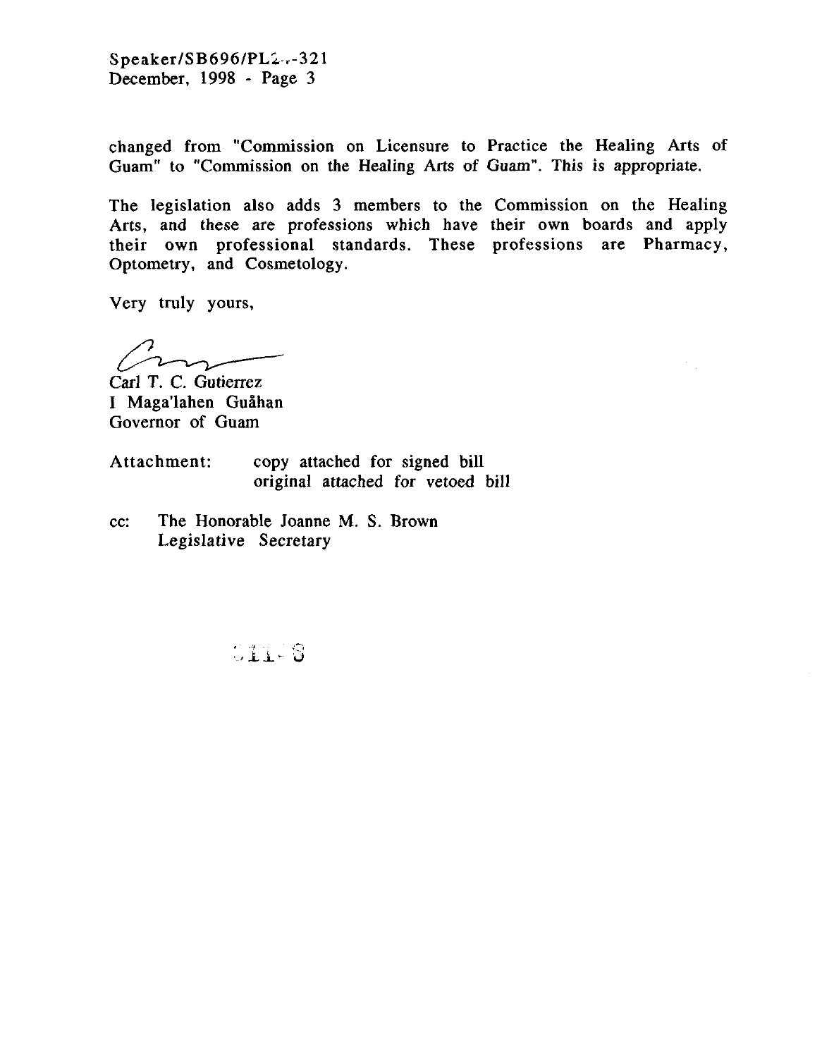changed from "Commission on Licensure to Practice the Healing Arts of Guam" to "Commission on the Healing Arts of Guam". This is appropriate.

The legislation also adds 3 members to the Commission on the Healing Arts, and these are professions which have their own boards and apply their own professional standards. These professions are Pharmacy, Optometry, and Cosmetology.

Very truly yours,

Carl T. C. Gutierrez
I Maga'lahen Guåhan
Governor of Guam

Attachment: copy attached for signed bill
original attached for vetoed bill

cc: The Honorable Joanne M. S. Brown
Legislative Secretary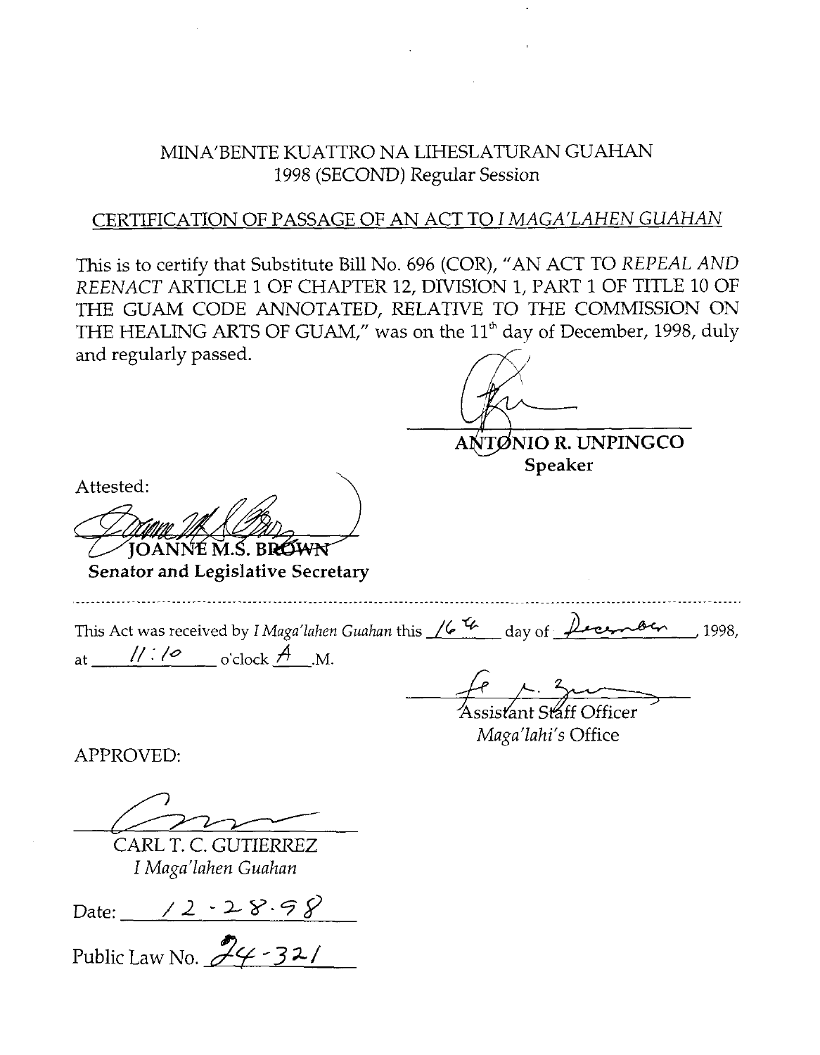MINA'BENTE KUATTRO NA LIHESLATURAN GUAHAN
1998 (SECOND) Regular Session

CERTIFICATION OF PASSAGE OF AN ACT TO *I MAGA'LAHEN GUAHAN*

This is to certify that Substitute Bill No. 696 (COR), "AN ACT TO *REPEAL AND REENACT* ARTICLE 1 OF CHAPTER 12, DIVISION 1, PART 1 OF TITLE 10 OF THE GUAM CODE ANNOTATED, RELATIVE TO THE COMMISSION ON THE HEALING ARTS OF GUAM," was on the 11th day of December, 1998, duly and regularly passed.

**ANTONIO R. UNPINGCO**
**Speaker**

Attested:

**JOANNE M.S. BROWN**
**Senator and Legislative Secretary**

---

This Act was received by *I Maga'lahen Guahan* this 16th day of December, 1998, at 11:10 o'clock A.M.

Assistant Staff Officer
*Maga'lahi's* Office

APPROVED:

CARL T. C. GUTIERREZ
*I Maga'lahen Guahan*

Date: 12-28-98

Public Law No. 24-321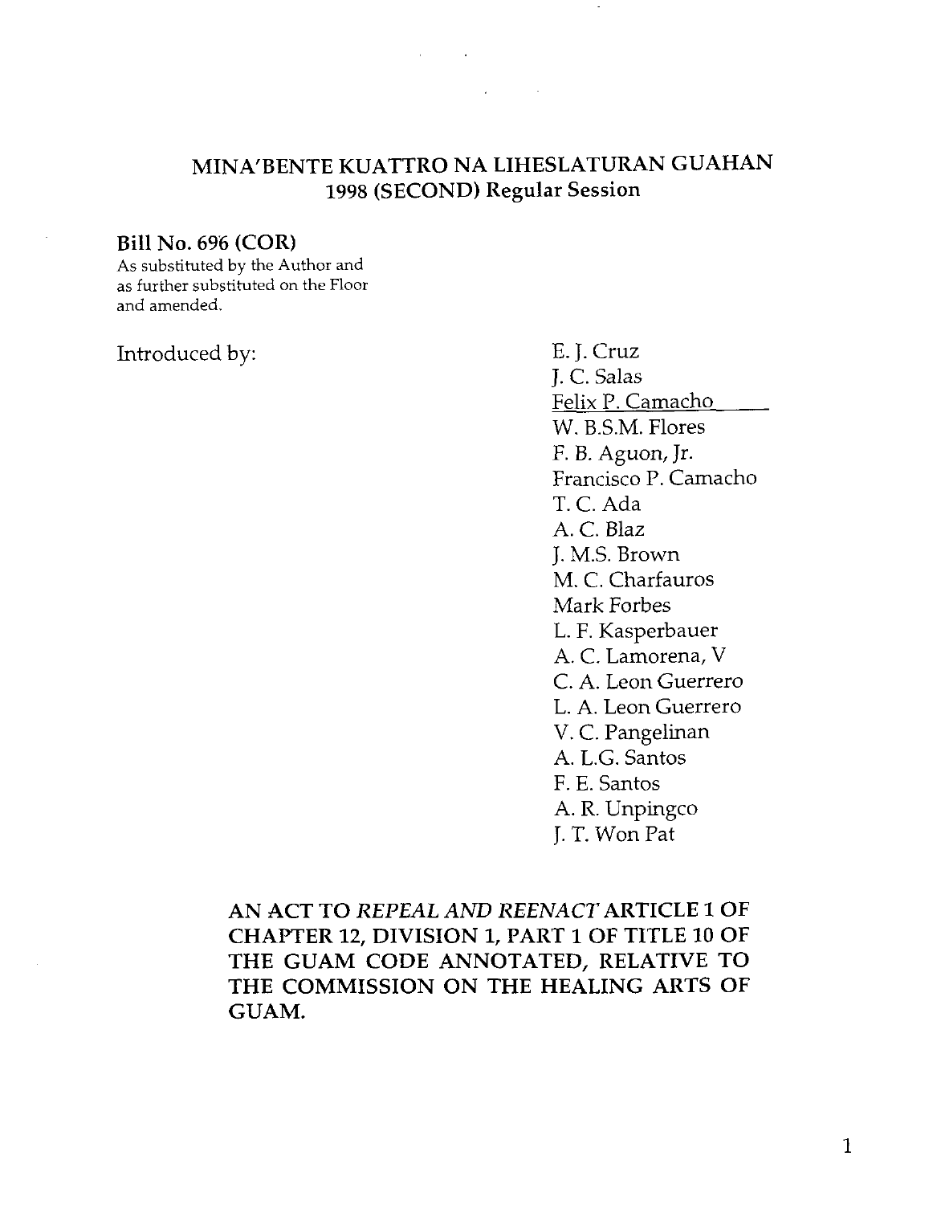# MINA'BENTE KUATTRO NA LIHESLATURAN GUAHAN
## 1998 (SECOND) Regular Session

**Bill No. 696 (COR)**

As substituted by the Author and as further substituted on the Floor and amended.

Introduced by:

E. J. Cruz
J. C. Salas
Felix P. Camacho
W. B.S.M. Flores
F. B. Aguon, Jr.
Francisco P. Camacho
T. C. Ada
A. C. Blaz
J. M.S. Brown
M. C. Charfauros
Mark Forbes
L. F. Kasperbauer
A. C. Lamorena, V
C. A. Leon Guerrero
L. A. Leon Guerrero
V. C. Pangelinan
A. L.G. Santos
F. E. Santos
A. R. Unpingco
J. T. Won Pat

**AN ACT TO *REPEAL AND REENACT* ARTICLE 1 OF CHAPTER 12, DIVISION 1, PART 1 OF TITLE 10 OF THE GUAM CODE ANNOTATED, RELATIVE TO THE COMMISSION ON THE HEALING ARTS OF GUAM.**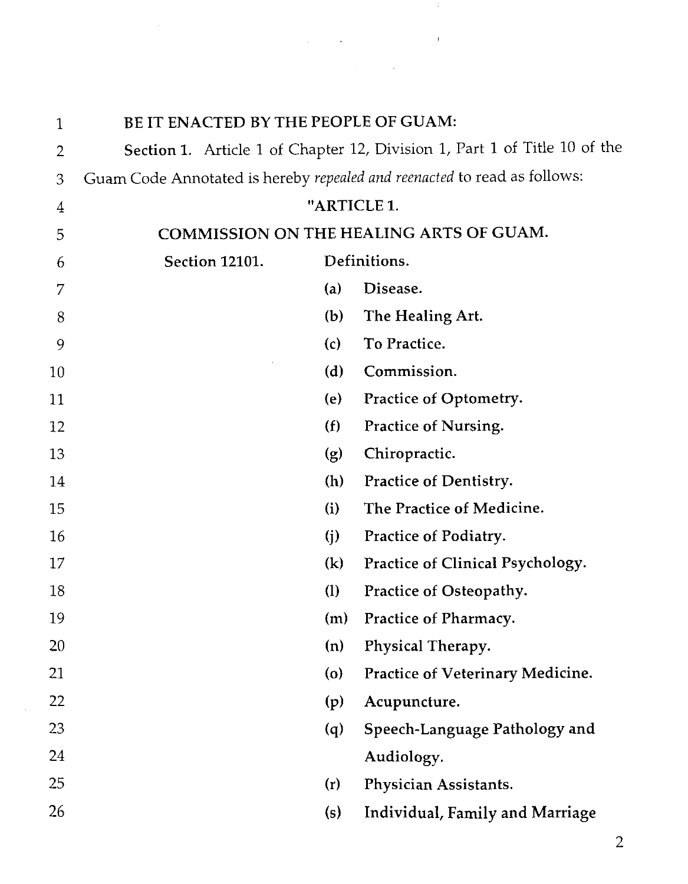BE IT ENACTED BY THE PEOPLE OF GUAM:

**Section 1.** Article 1 of Chapter 12, Division 1, Part 1 of Title 10 of the Guam Code Annotated is hereby *repealed and reenacted* to read as follows:

"ARTICLE 1.

COMMISSION ON THE HEALING ARTS OF GUAM.

Section 12101. Definitions.

(a) Disease.

(b) The Healing Art.

(c) To Practice.

(d) Commission.

(e) Practice of Optometry.

(f) Practice of Nursing.

(g) Chiropractic.

(h) Practice of Dentistry.

(i) The Practice of Medicine.

(j) Practice of Podiatry.

(k) Practice of Clinical Psychology.

(l) Practice of Osteopathy.

(m) Practice of Pharmacy.

(n) Physical Therapy.

(o) Practice of Veterinary Medicine.

(p) Acupuncture.

(q) Speech-Language Pathology and Audiology.

(r) Physician Assistants.

(s) Individual, Family and Marriage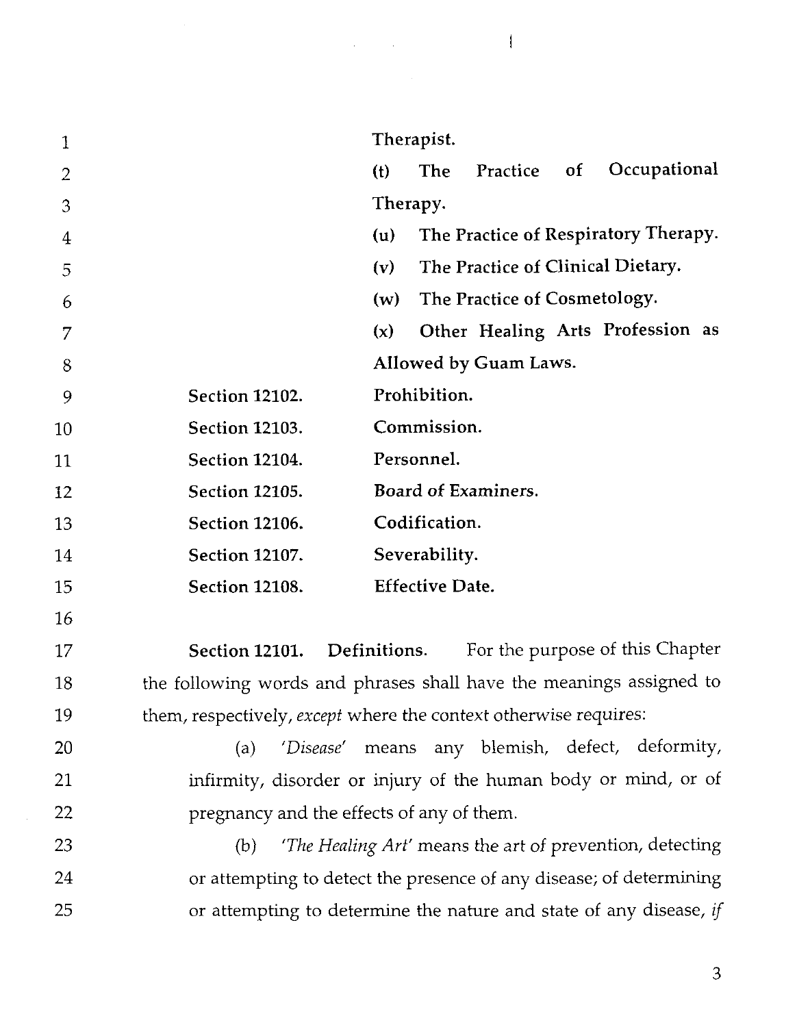Therapist.

(t) The Practice of Occupational Therapy.

(u) The Practice of Respiratory Therapy.

(v) The Practice of Clinical Dietary.

(w) The Practice of Cosmetology.

(x) Other Healing Arts Profession as Allowed by Guam Laws.

**Section 12102.** **Prohibition.**

**Section 12103.** **Commission.**

**Section 12104.** **Personnel.**

**Section 12105.** **Board of Examiners.**

**Section 12106.** **Codification.**

**Section 12107.** **Severability.**

**Section 12108.** **Effective Date.**

**Section 12101. Definitions.** For the purpose of this Chapter the following words and phrases shall have the meanings assigned to them, respectively, *except* where the context otherwise requires:

(a) *'Disease'* means any blemish, defect, deformity, infirmity, disorder or injury of the human body or mind, or of pregnancy and the effects of any of them.

(b) *'The Healing Art'* means the art of prevention, detecting or attempting to detect the presence of any disease; of determining or attempting to determine the nature and state of any disease, *if*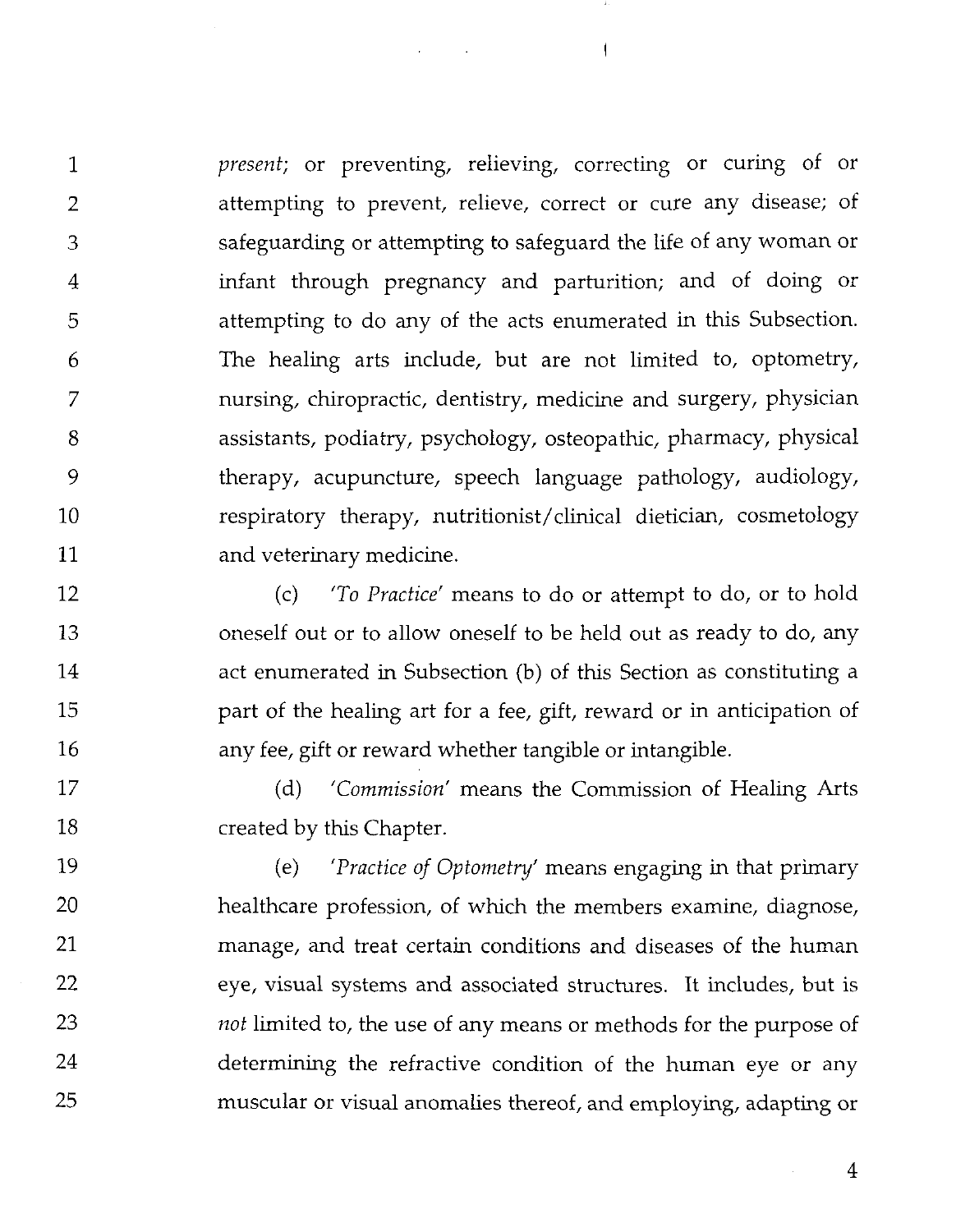*present*; or preventing, relieving, correcting or curing of or attempting to prevent, relieve, correct or cure any disease; of safeguarding or attempting to safeguard the life of any woman or infant through pregnancy and parturition; and of doing or attempting to do any of the acts enumerated in this Subsection. The healing arts include, but are not limited to, optometry, nursing, chiropractic, dentistry, medicine and surgery, physician assistants, podiatry, psychology, osteopathic, pharmacy, physical therapy, acupuncture, speech language pathology, audiology, respiratory therapy, nutritionist/clinical dietician, cosmetology and veterinary medicine.

(c) *'To Practice'* means to do or attempt to do, or to hold oneself out or to allow oneself to be held out as ready to do, any act enumerated in Subsection (b) of this Section as constituting a part of the healing art for a fee, gift, reward or in anticipation of any fee, gift or reward whether tangible or intangible.

(d) *'Commission'* means the Commission of Healing Arts created by this Chapter.

(e) *'Practice of Optometry'* means engaging in that primary healthcare profession, of which the members examine, diagnose, manage, and treat certain conditions and diseases of the human eye, visual systems and associated structures. It includes, but is *not* limited to, the use of any means or methods for the purpose of determining the refractive condition of the human eye or any muscular or visual anomalies thereof, and employing, adapting or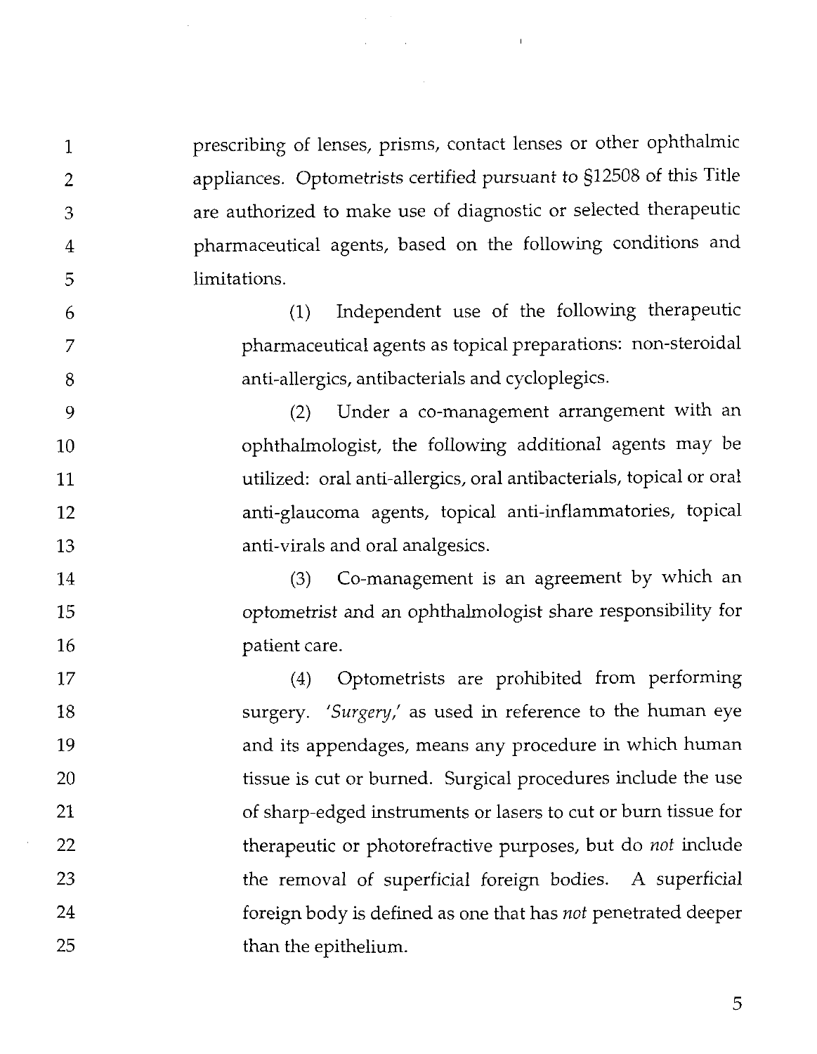prescribing of lenses, prisms, contact lenses or other ophthalmic appliances. Optometrists certified pursuant to §12508 of this Title are authorized to make use of diagnostic or selected therapeutic pharmaceutical agents, based on the following conditions and limitations.

(1) Independent use of the following therapeutic pharmaceutical agents as topical preparations: non-steroidal anti-allergics, antibacterials and cycloplegics.

(2) Under a co-management arrangement with an ophthalmologist, the following additional agents may be utilized: oral anti-allergics, oral antibacterials, topical or oral anti-glaucoma agents, topical anti-inflammatories, topical anti-virals and oral analgesics.

(3) Co-management is an agreement by which an optometrist and an ophthalmologist share responsibility for patient care.

(4) Optometrists are prohibited from performing surgery. *'Surgery,'* as used in reference to the human eye and its appendages, means any procedure in which human tissue is cut or burned. Surgical procedures include the use of sharp-edged instruments or lasers to cut or burn tissue for therapeutic or photorefractive purposes, but do *not* include the removal of superficial foreign bodies. A superficial foreign body is defined as one that has *not* penetrated deeper than the epithelium.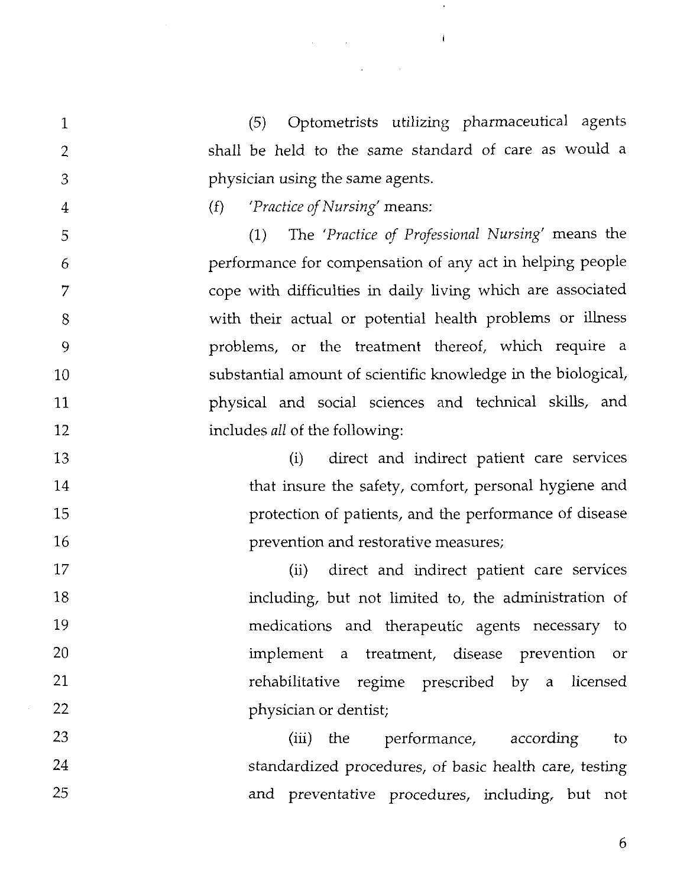(5) Optometrists utilizing pharmaceutical agents shall be held to the same standard of care as would a physician using the same agents.

(f) *'Practice of Nursing'* means:

(1) The *'Practice of Professional Nursing'* means the performance for compensation of any act in helping people cope with difficulties in daily living which are associated with their actual or potential health problems or illness problems, or the treatment thereof, which require a substantial amount of scientific knowledge in the biological, physical and social sciences and technical skills, and includes *all* of the following:

(i) direct and indirect patient care services that insure the safety, comfort, personal hygiene and protection of patients, and the performance of disease prevention and restorative measures;

(ii) direct and indirect patient care services including, but not limited to, the administration of medications and therapeutic agents necessary to implement a treatment, disease prevention or rehabilitative regime prescribed by a licensed physician or dentist;

(iii) the performance, according to standardized procedures, of basic health care, testing and preventative procedures, including, but not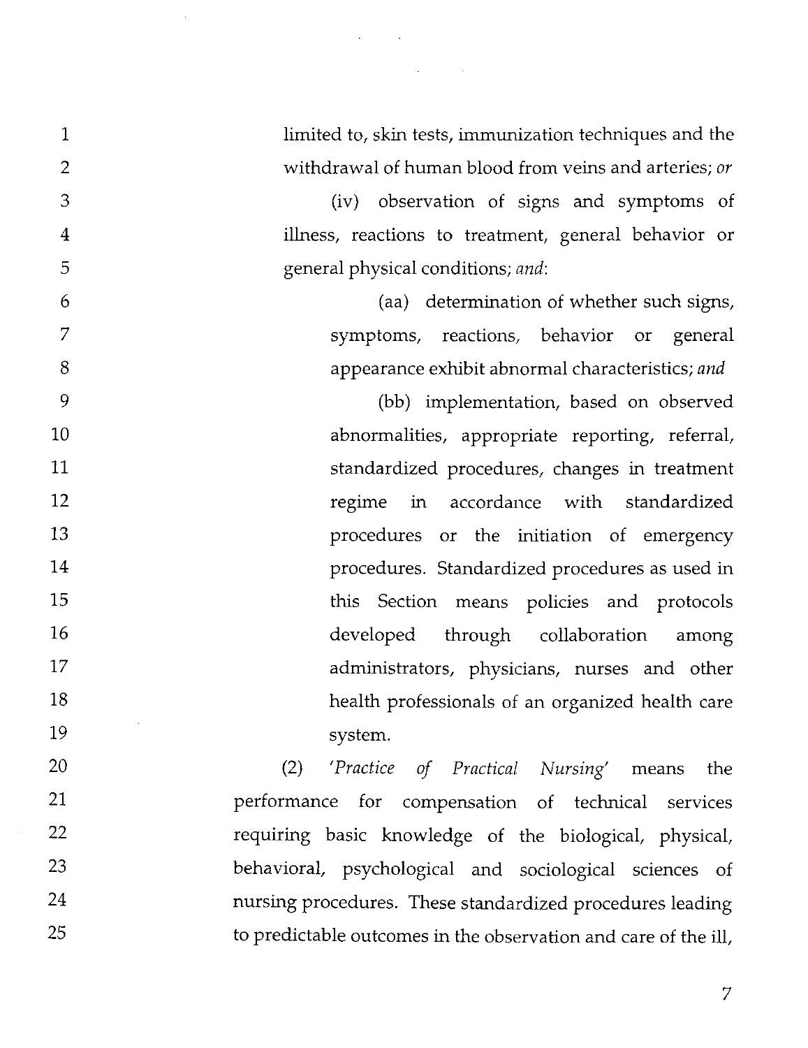limited to, skin tests, immunization techniques and the withdrawal of human blood from veins and arteries; *or*

(iv) observation of signs and symptoms of illness, reactions to treatment, general behavior or general physical conditions; *and:*

(aa) determination of whether such signs, symptoms, reactions, behavior or general appearance exhibit abnormal characteristics; *and*

(bb) implementation, based on observed abnormalities, appropriate reporting, referral, standardized procedures, changes in treatment regime in accordance with standardized procedures or the initiation of emergency procedures. Standardized procedures as used in this Section means policies and protocols developed through collaboration among administrators, physicians, nurses and other health professionals of an organized health care system.

(2) *'Practice of Practical Nursing'* means the performance for compensation of technical services requiring basic knowledge of the biological, physical, behavioral, psychological and sociological sciences of nursing procedures. These standardized procedures leading to predictable outcomes in the observation and care of the ill,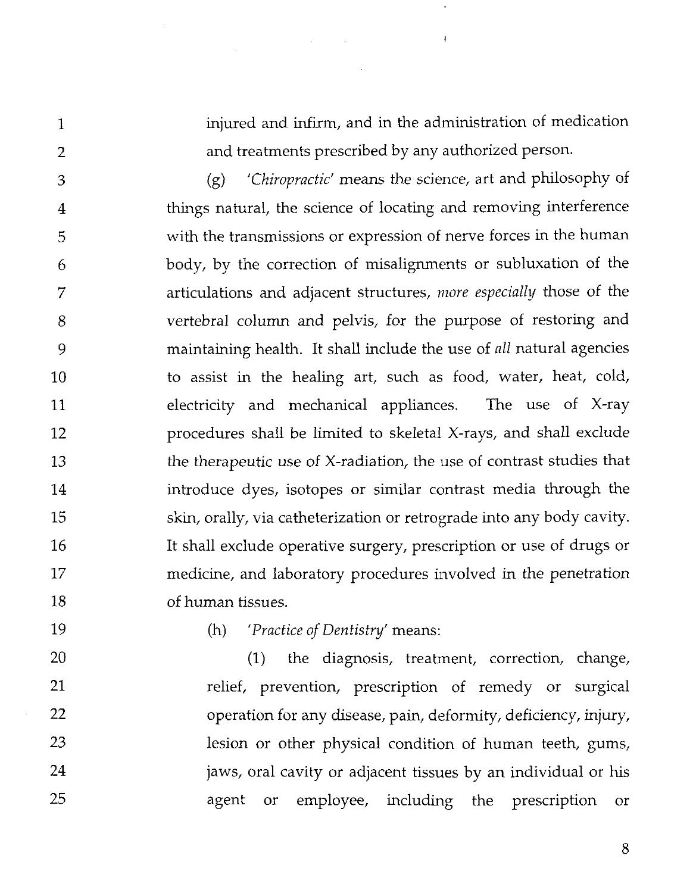injured and infirm, and in the administration of medication and treatments prescribed by any authorized person.

(g) *'Chiropractic'* means the science, art and philosophy of things natural, the science of locating and removing interference with the transmissions or expression of nerve forces in the human body, by the correction of misalignments or subluxation of the articulations and adjacent structures, *more especially* those of the vertebral column and pelvis, for the purpose of restoring and maintaining health. It shall include the use of *all* natural agencies to assist in the healing art, such as food, water, heat, cold, electricity and mechanical appliances. The use of X-ray procedures shall be limited to skeletal X-rays, and shall exclude the therapeutic use of X-radiation, the use of contrast studies that introduce dyes, isotopes or similar contrast media through the skin, orally, via catheterization or retrograde into any body cavity. It shall exclude operative surgery, prescription or use of drugs or medicine, and laboratory procedures involved in the penetration of human tissues.

(h) *'Practice of Dentistry'* means:

(1) the diagnosis, treatment, correction, change, relief, prevention, prescription of remedy or surgical operation for any disease, pain, deformity, deficiency, injury, lesion or other physical condition of human teeth, gums, jaws, oral cavity or adjacent tissues by an individual or his agent or employee, including the prescription or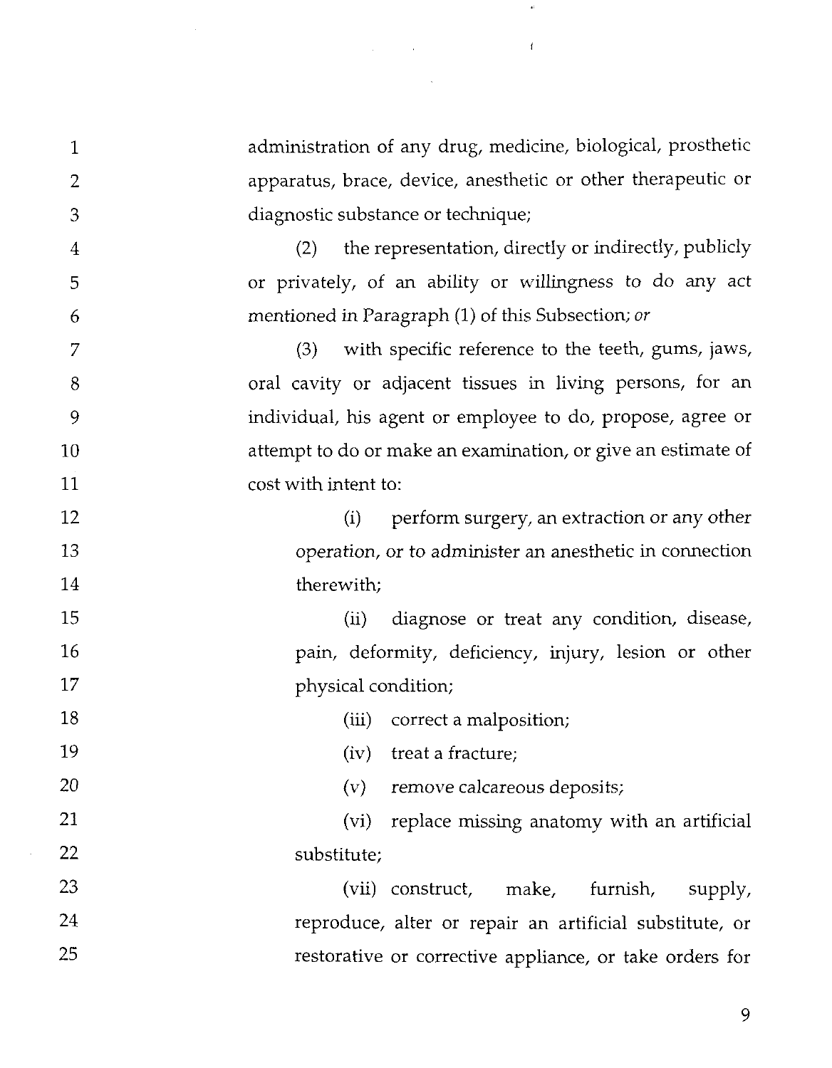administration of any drug, medicine, biological, prosthetic apparatus, brace, device, anesthetic or other therapeutic or diagnostic substance or technique;

(2) the representation, directly or indirectly, publicly or privately, of an ability or willingness to do any act mentioned in Paragraph (1) of this Subsection; *or*

(3) with specific reference to the teeth, gums, jaws, oral cavity or adjacent tissues in living persons, for an individual, his agent or employee to do, propose, agree or attempt to do or make an examination, or give an estimate of cost with intent to:

(i) perform surgery, an extraction or any other operation, or to administer an anesthetic in connection therewith;

(ii) diagnose or treat any condition, disease, pain, deformity, deficiency, injury, lesion or other physical condition;

(iii) correct a malposition;

(iv) treat a fracture;

(v) remove calcareous deposits;

(vi) replace missing anatomy with an artificial substitute;

(vii) construct, make, furnish, supply, reproduce, alter or repair an artificial substitute, or restorative or corrective appliance, or take orders for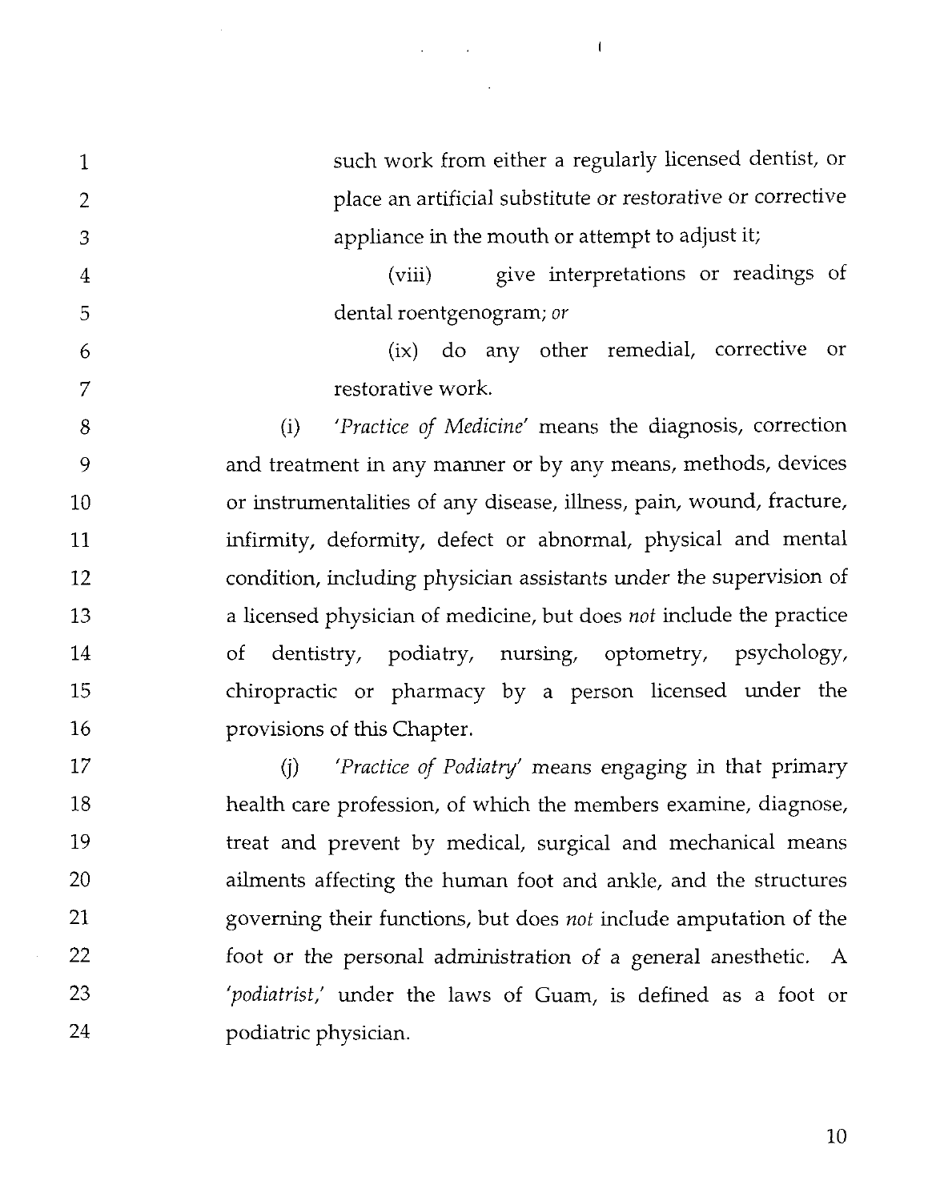such work from either a regularly licensed dentist, or place an artificial substitute or restorative or corrective appliance in the mouth or attempt to adjust it;

(viii) give interpretations or readings of dental roentgenogram; *or*

(ix) do any other remedial, corrective or restorative work.

(i) *'Practice of Medicine'* means the diagnosis, correction and treatment in any manner or by any means, methods, devices or instrumentalities of any disease, illness, pain, wound, fracture, infirmity, deformity, defect or abnormal, physical and mental condition, including physician assistants under the supervision of a licensed physician of medicine, but does *not* include the practice of dentistry, podiatry, nursing, optometry, psychology, chiropractic or pharmacy by a person licensed under the provisions of this Chapter.

(j) *'Practice of Podiatry'* means engaging in that primary health care profession, of which the members examine, diagnose, treat and prevent by medical, surgical and mechanical means ailments affecting the human foot and ankle, and the structures governing their functions, but does *not* include amputation of the foot or the personal administration of a general anesthetic. A *'podiatrist,'* under the laws of Guam, is defined as a foot or podiatric physician.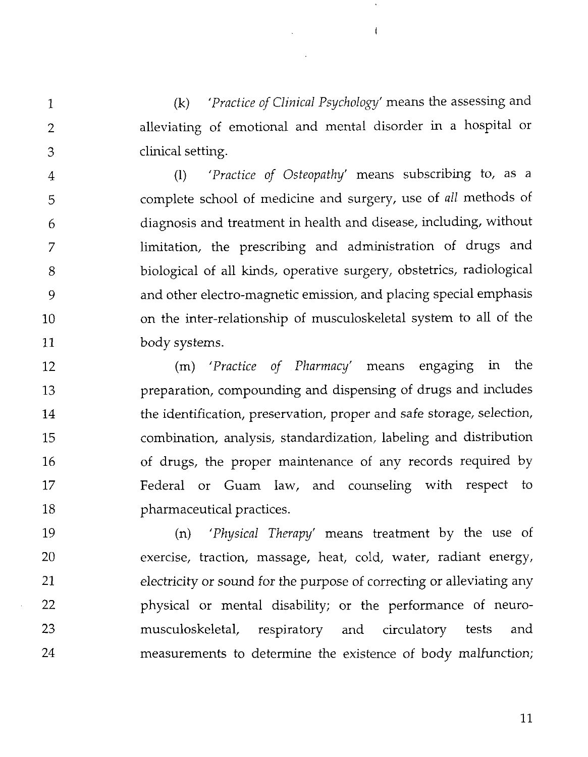(k) *'Practice of Clinical Psychology'* means the assessing and alleviating of emotional and mental disorder in a hospital or clinical setting.

(l) *'Practice of Osteopathy'* means subscribing to, as a complete school of medicine and surgery, use of *all* methods of diagnosis and treatment in health and disease, including, without limitation, the prescribing and administration of drugs and biological of all kinds, operative surgery, obstetrics, radiological and other electro-magnetic emission, and placing special emphasis on the inter-relationship of musculoskeletal system to all of the body systems.

(m) *'Practice of Pharmacy'* means engaging in the preparation, compounding and dispensing of drugs and includes the identification, preservation, proper and safe storage, selection, combination, analysis, standardization, labeling and distribution of drugs, the proper maintenance of any records required by Federal or Guam law, and counseling with respect to pharmaceutical practices.

(n) *'Physical Therapy'* means treatment by the use of exercise, traction, massage, heat, cold, water, radiant energy, electricity or sound for the purpose of correcting or alleviating any physical or mental disability; or the performance of neuro-musculoskeletal, respiratory and circulatory tests and measurements to determine the existence of body malfunction;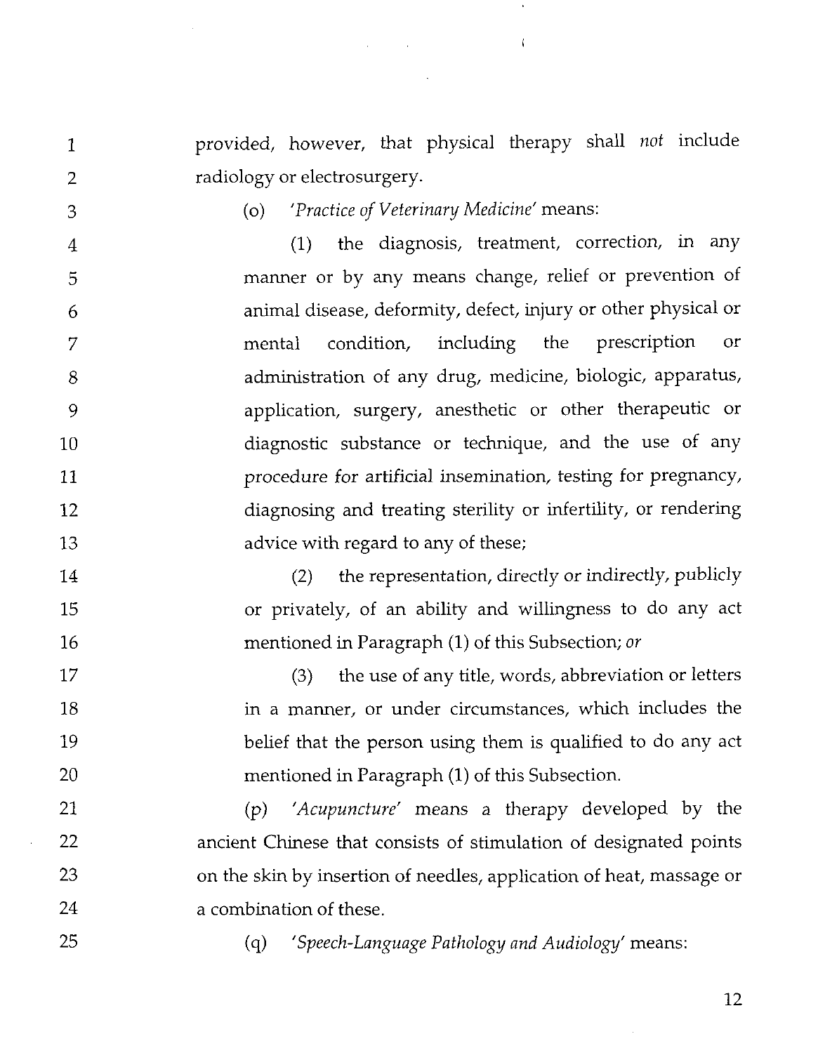provided, however, that physical therapy shall *not* include radiology or electrosurgery.

(o) *'Practice of Veterinary Medicine'* means:

(1) the diagnosis, treatment, correction, in any manner or by any means change, relief or prevention of animal disease, deformity, defect, injury or other physical or mental condition, including the prescription or administration of any drug, medicine, biologic, apparatus, application, surgery, anesthetic or other therapeutic or diagnostic substance or technique, and the use of any procedure for artificial insemination, testing for pregnancy, diagnosing and treating sterility or infertility, or rendering advice with regard to any of these;

(2) the representation, directly or indirectly, publicly or privately, of an ability and willingness to do any act mentioned in Paragraph (1) of this Subsection; *or*

(3) the use of any title, words, abbreviation or letters in a manner, or under circumstances, which includes the belief that the person using them is qualified to do any act mentioned in Paragraph (1) of this Subsection.

(p) *'Acupuncture'* means a therapy developed by the ancient Chinese that consists of stimulation of designated points on the skin by insertion of needles, application of heat, massage or a combination of these.

(q) *'Speech-Language Pathology and Audiology'* means: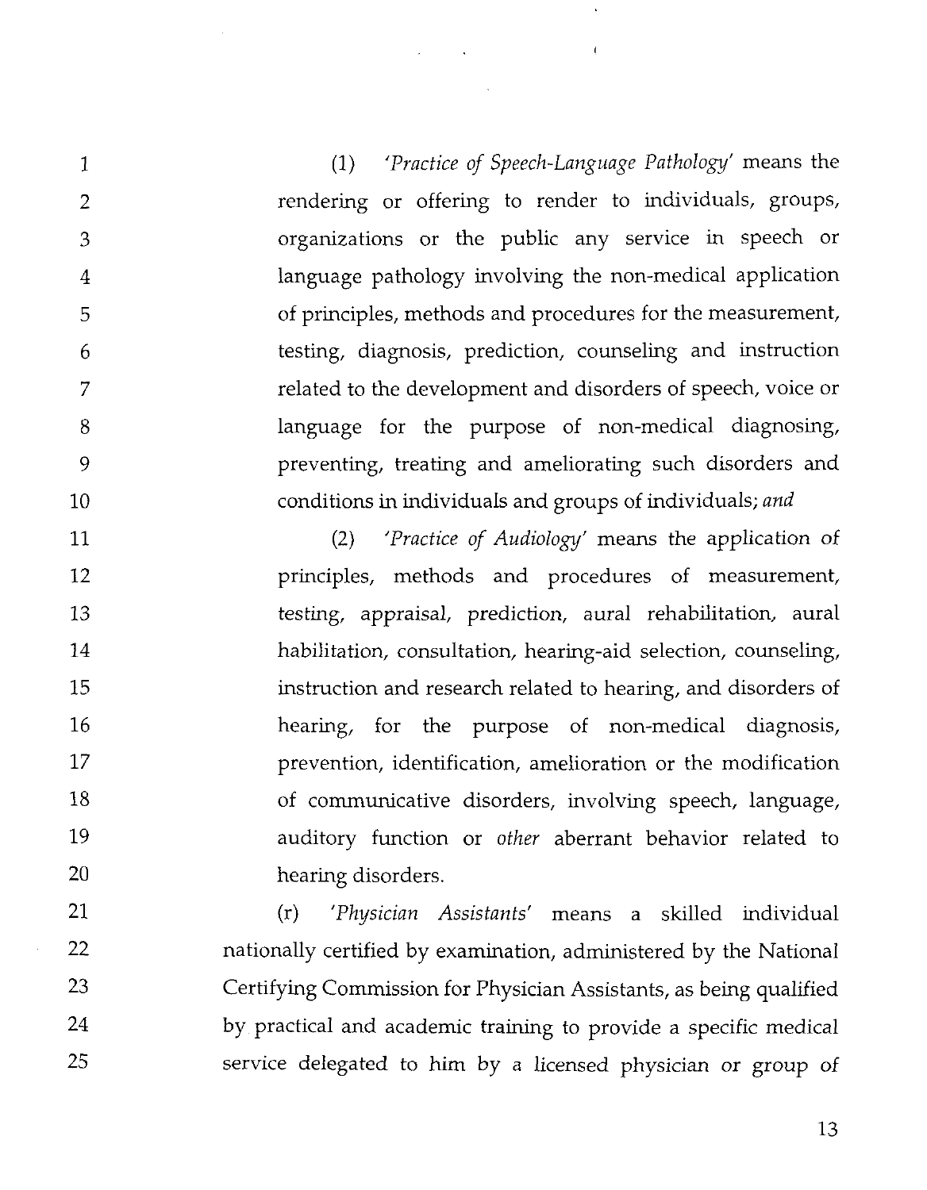(1) *'Practice of Speech-Language Pathology'* means the rendering or offering to render to individuals, groups, organizations or the public any service in speech or language pathology involving the non-medical application of principles, methods and procedures for the measurement, testing, diagnosis, prediction, counseling and instruction related to the development and disorders of speech, voice or language for the purpose of non-medical diagnosing, preventing, treating and ameliorating such disorders and conditions in individuals and groups of individuals; *and*

(2) *'Practice of Audiology'* means the application of principles, methods and procedures of measurement, testing, appraisal, prediction, aural rehabilitation, aural habilitation, consultation, hearing-aid selection, counseling, instruction and research related to hearing, and disorders of hearing, for the purpose of non-medical diagnosis, prevention, identification, amelioration or the modification of communicative disorders, involving speech, language, auditory function or *other* aberrant behavior related to hearing disorders.

(r) *'Physician Assistants'* means a skilled individual nationally certified by examination, administered by the National Certifying Commission for Physician Assistants, as being qualified by practical and academic training to provide a specific medical service delegated to him by a licensed physician or group of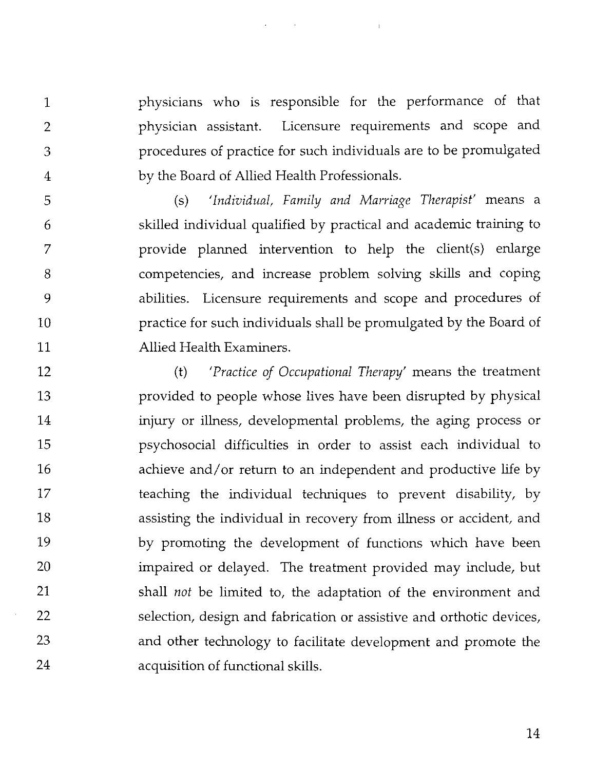physicians who is responsible for the performance of that physician assistant. Licensure requirements and scope and procedures of practice for such individuals are to be promulgated by the Board of Allied Health Professionals.

(s) *'Individual, Family and Marriage Therapist'* means a skilled individual qualified by practical and academic training to provide planned intervention to help the client(s) enlarge competencies, and increase problem solving skills and coping abilities. Licensure requirements and scope and procedures of practice for such individuals shall be promulgated by the Board of Allied Health Examiners.

(t) *'Practice of Occupational Therapy'* means the treatment provided to people whose lives have been disrupted by physical injury or illness, developmental problems, the aging process or psychosocial difficulties in order to assist each individual to achieve and/or return to an independent and productive life by teaching the individual techniques to prevent disability, by assisting the individual in recovery from illness or accident, and by promoting the development of functions which have been impaired or delayed. The treatment provided may include, but shall *not* be limited to, the adaptation of the environment and selection, design and fabrication or assistive and orthotic devices, and other technology to facilitate development and promote the acquisition of functional skills.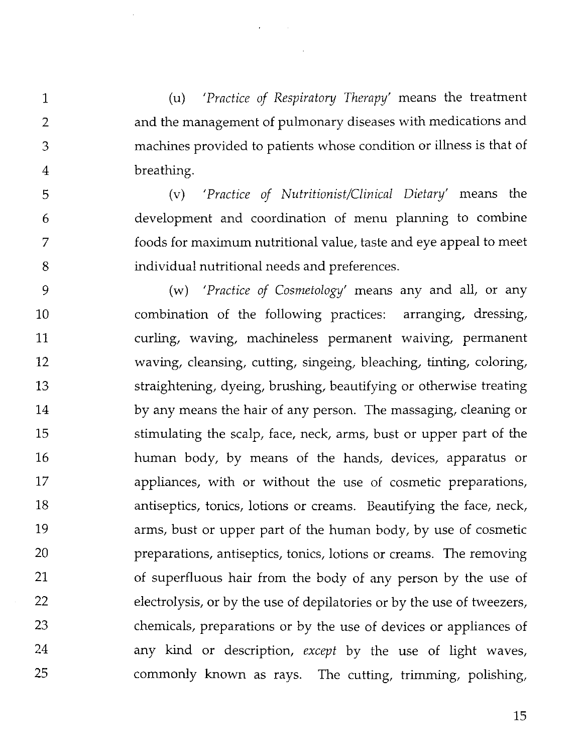(u) *'Practice of Respiratory Therapy'* means the treatment and the management of pulmonary diseases with medications and machines provided to patients whose condition or illness is that of breathing.

(v) *'Practice of Nutritionist/Clinical Dietary'* means the development and coordination of menu planning to combine foods for maximum nutritional value, taste and eye appeal to meet individual nutritional needs and preferences.

(w) *'Practice of Cosmetology'* means any and all, or any combination of the following practices: arranging, dressing, curling, waving, machineless permanent waiving, permanent waving, cleansing, cutting, singeing, bleaching, tinting, coloring, straightening, dyeing, brushing, beautifying or otherwise treating by any means the hair of any person. The massaging, cleaning or stimulating the scalp, face, neck, arms, bust or upper part of the human body, by means of the hands, devices, apparatus or appliances, with or without the use of cosmetic preparations, antiseptics, tonics, lotions or creams. Beautifying the face, neck, arms, bust or upper part of the human body, by use of cosmetic preparations, antiseptics, tonics, lotions or creams. The removing of superfluous hair from the body of any person by the use of electrolysis, or by the use of depilatories or by the use of tweezers, chemicals, preparations or by the use of devices or appliances of any kind or description, *except* by the use of light waves, commonly known as rays. The cutting, trimming, polishing,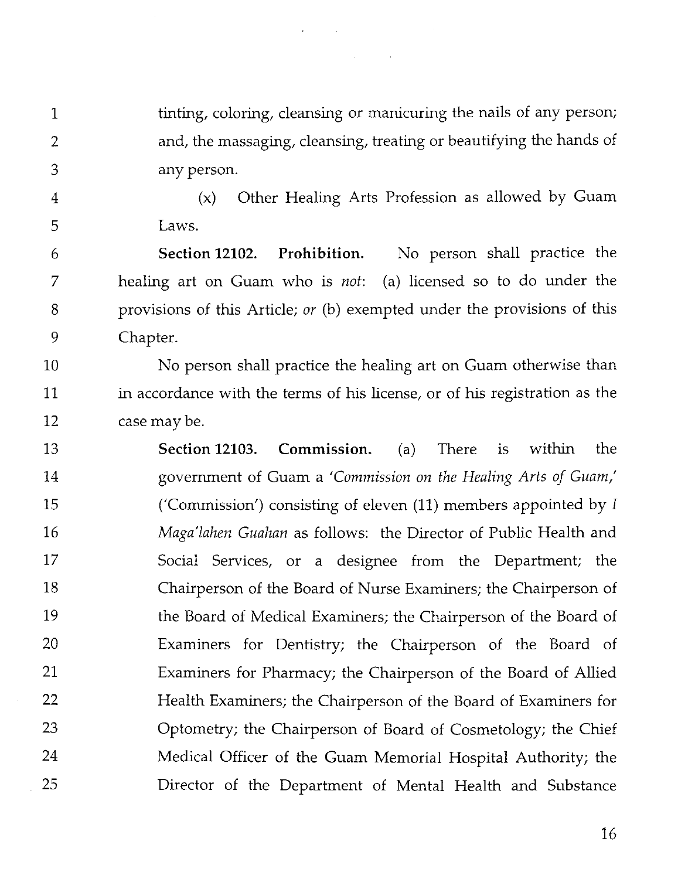tinting, coloring, cleansing or manicuring the nails of any person; and, the massaging, cleansing, treating or beautifying the hands of any person.

(x) Other Healing Arts Profession as allowed by Guam Laws.

**Section 12102. Prohibition.** No person shall practice the healing art on Guam who is *not*: (a) licensed so to do under the provisions of this Article; *or* (b) exempted under the provisions of this Chapter.

No person shall practice the healing art on Guam otherwise than in accordance with the terms of his license, or of his registration as the case may be.

**Section 12103. Commission.** (a) There is within the government of Guam a '*Commission on the Healing Arts of Guam,*' ('Commission') consisting of eleven (11) members appointed by *I Maga'lahen Guahan* as follows: the Director of Public Health and Social Services, or a designee from the Department; the Chairperson of the Board of Nurse Examiners; the Chairperson of the Board of Medical Examiners; the Chairperson of the Board of Examiners for Dentistry; the Chairperson of the Board of Examiners for Pharmacy; the Chairperson of the Board of Allied Health Examiners; the Chairperson of the Board of Examiners for Optometry; the Chairperson of Board of Cosmetology; the Chief Medical Officer of the Guam Memorial Hospital Authority; the Director of the Department of Mental Health and Substance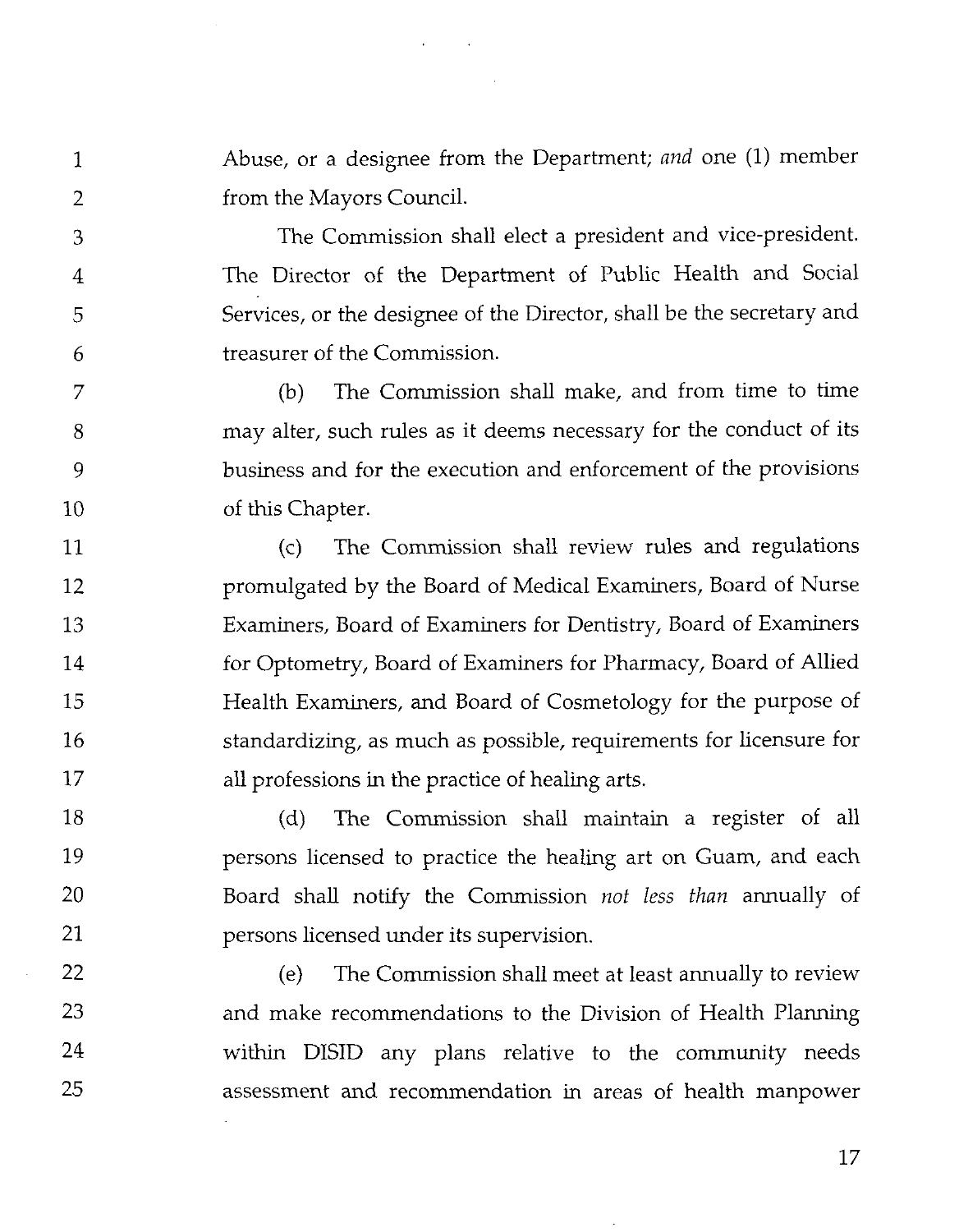Abuse, or a designee from the Department; *and* one (1) member from the Mayors Council.

The Commission shall elect a president and vice-president. The Director of the Department of Public Health and Social Services, or the designee of the Director, shall be the secretary and treasurer of the Commission.

(b) The Commission shall make, and from time to time may alter, such rules as it deems necessary for the conduct of its business and for the execution and enforcement of the provisions of this Chapter.

(c) The Commission shall review rules and regulations promulgated by the Board of Medical Examiners, Board of Nurse Examiners, Board of Examiners for Dentistry, Board of Examiners for Optometry, Board of Examiners for Pharmacy, Board of Allied Health Examiners, and Board of Cosmetology for the purpose of standardizing, as much as possible, requirements for licensure for all professions in the practice of healing arts.

(d) The Commission shall maintain a register of all persons licensed to practice the healing art on Guam, and each Board shall notify the Commission *not less than* annually of persons licensed under its supervision.

(e) The Commission shall meet at least annually to review and make recommendations to the Division of Health Planning within DISID any plans relative to the community needs assessment and recommendation in areas of health manpower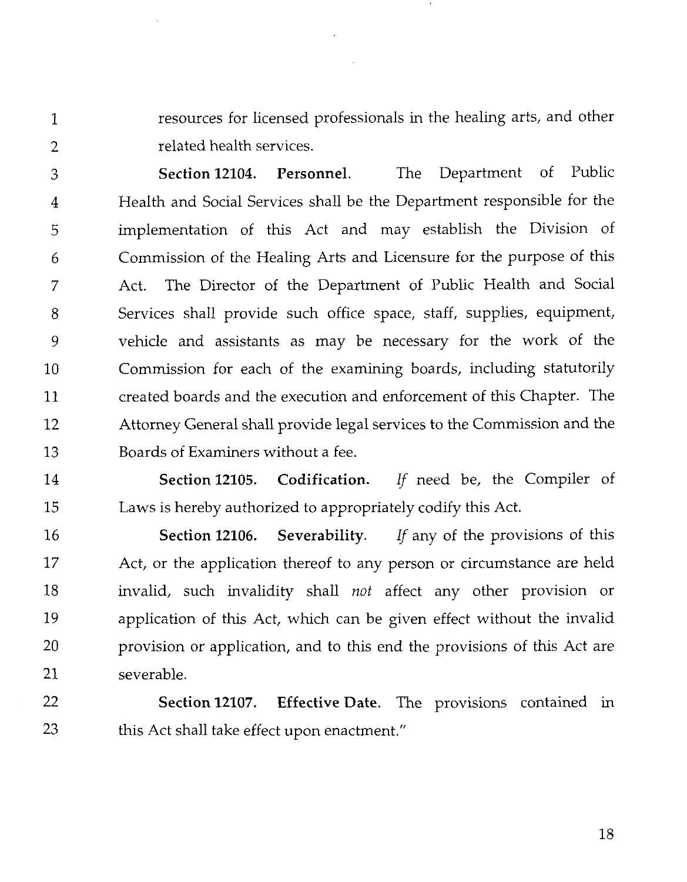resources for licensed professionals in the healing arts, and other related health services.

**Section 12104. Personnel.** The Department of Public Health and Social Services shall be the Department responsible for the implementation of this Act and may establish the Division of Commission of the Healing Arts and Licensure for the purpose of this Act. The Director of the Department of Public Health and Social Services shall provide such office space, staff, supplies, equipment, vehicle and assistants as may be necessary for the work of the Commission for each of the examining boards, including statutorily created boards and the execution and enforcement of this Chapter. The Attorney General shall provide legal services to the Commission and the Boards of Examiners without a fee.

**Section 12105. Codification.** *If* need be, the Compiler of Laws is hereby authorized to appropriately codify this Act.

**Section 12106. Severability.** *If* any of the provisions of this Act, or the application thereof to any person or circumstance are held invalid, such invalidity shall *not* affect any other provision or application of this Act, which can be given effect without the invalid provision or application, and to this end the provisions of this Act are severable.

**Section 12107. Effective Date.** The provisions contained in this Act shall take effect upon enactment."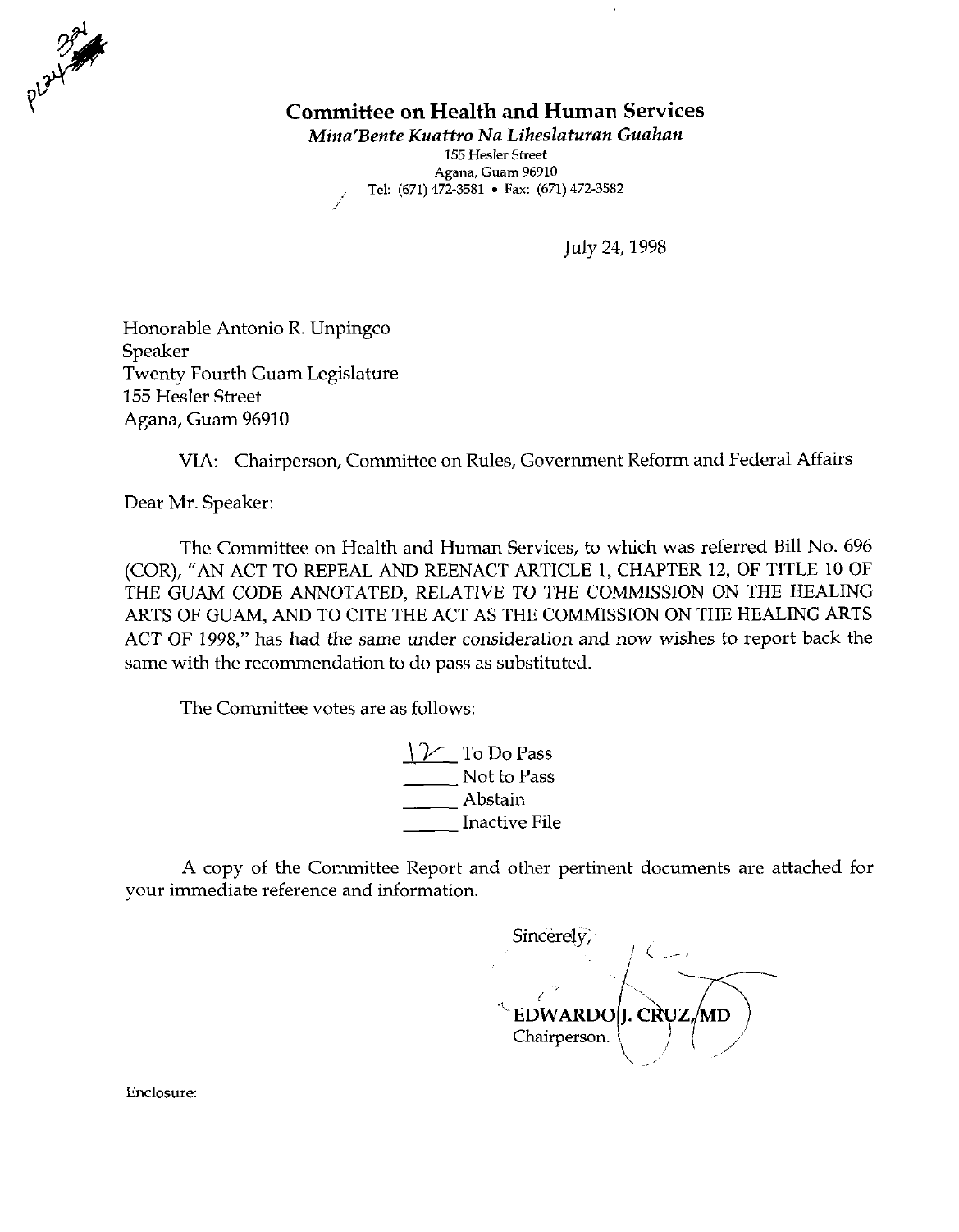PL24-321

# Committee on Health and Human Services

*Mina'Bente Kuattro Na Liheslaturan Guahan*
155 Hesler Street
Agana, Guam 96910
Tel: (671) 472-3581 • Fax: (671) 472-3582

July 24, 1998

Honorable Antonio R. Unpingco
Speaker
Twenty Fourth Guam Legislature
155 Hesler Street
Agana, Guam 96910

VIA: Chairperson, Committee on Rules, Government Reform and Federal Affairs

Dear Mr. Speaker:

The Committee on Health and Human Services, to which was referred Bill No. 696 (COR), "AN ACT TO REPEAL AND REENACT ARTICLE 1, CHAPTER 12, OF TITLE 10 OF THE GUAM CODE ANNOTATED, RELATIVE TO THE COMMISSION ON THE HEALING ARTS OF GUAM, AND TO CITE THE ACT AS THE COMMISSION ON THE HEALING ARTS ACT OF 1998," has had the same under consideration and now wishes to report back the same with the recommendation to do pass as substituted.

The Committee votes are as follows:

12 To Do Pass
\_\_\_\_\_ Not to Pass
\_\_\_\_\_ Abstain
\_\_\_\_\_ Inactive File

A copy of the Committee Report and other pertinent documents are attached for your immediate reference and information.

Sincerely,

EDWARDO J. CRUZ, MD
Chairperson.

Enclosure: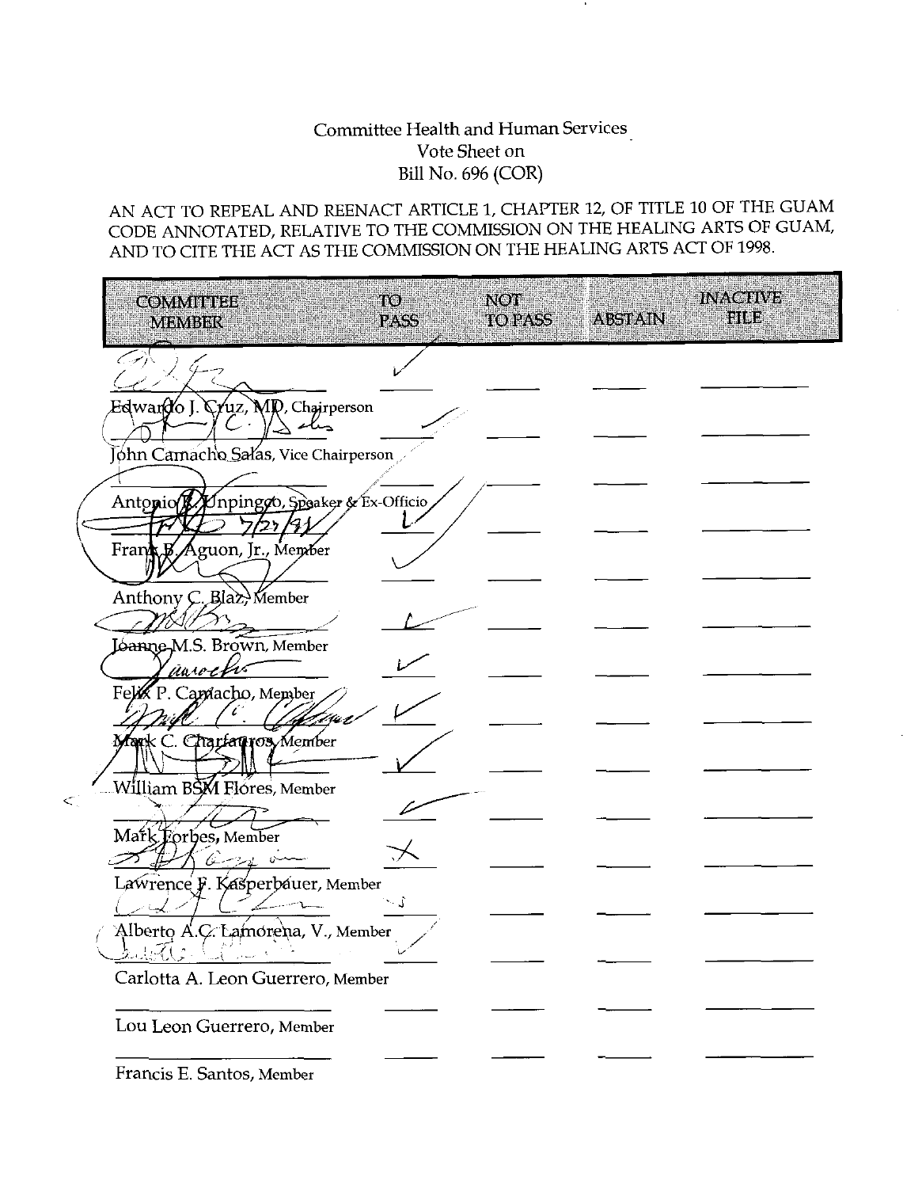Committee Health and Human Services
Vote Sheet on
Bill No. 696 (COR)

AN ACT TO REPEAL AND REENACT ARTICLE 1, CHAPTER 12, OF TITLE 10 OF THE GUAM CODE ANNOTATED, RELATIVE TO THE COMMISSION ON THE HEALING ARTS OF GUAM, AND TO CITE THE ACT AS THE COMMISSION ON THE HEALING ARTS ACT OF 1998.

| COMMITTEE MEMBER | TO PASS | NOT TO PASS | ABSTAIN | INACTIVE FILE |
|---|---|---|---|---|
| Edwardo J. Cruz, MD, Chairperson | ✓ | | | |
| John Camacho Salas, Vice Chairperson | ✓ | | | |
| Antonio R. Unpingco, Speaker & Ex-Officio | ✓ | | | |
| Frank B. Aguon, Jr., Member | ✓ | | | |
| Anthony C. Blaz, Member | ✓ | | | |
| Joanne M.S. Brown, Member | ✓ | | | |
| Felix P. Camacho, Member | ✓ | | | |
| Mark C. Charfauros, Member | ✓ | | | |
| William BSM Flores, Member | ✓ | | | |
| Mark Forbes, Member | ✓ | | | |
| Lawrence F. Kasperbauer, Member | X | | | |
| Alberto A.C. Lamorena, V., Member | ✓ | | | |
| Carlotta A. Leon Guerrero, Member | ✓ | | | |
| Lou Leon Guerrero, Member | | | | |
| Francis E. Santos, Member | | | | |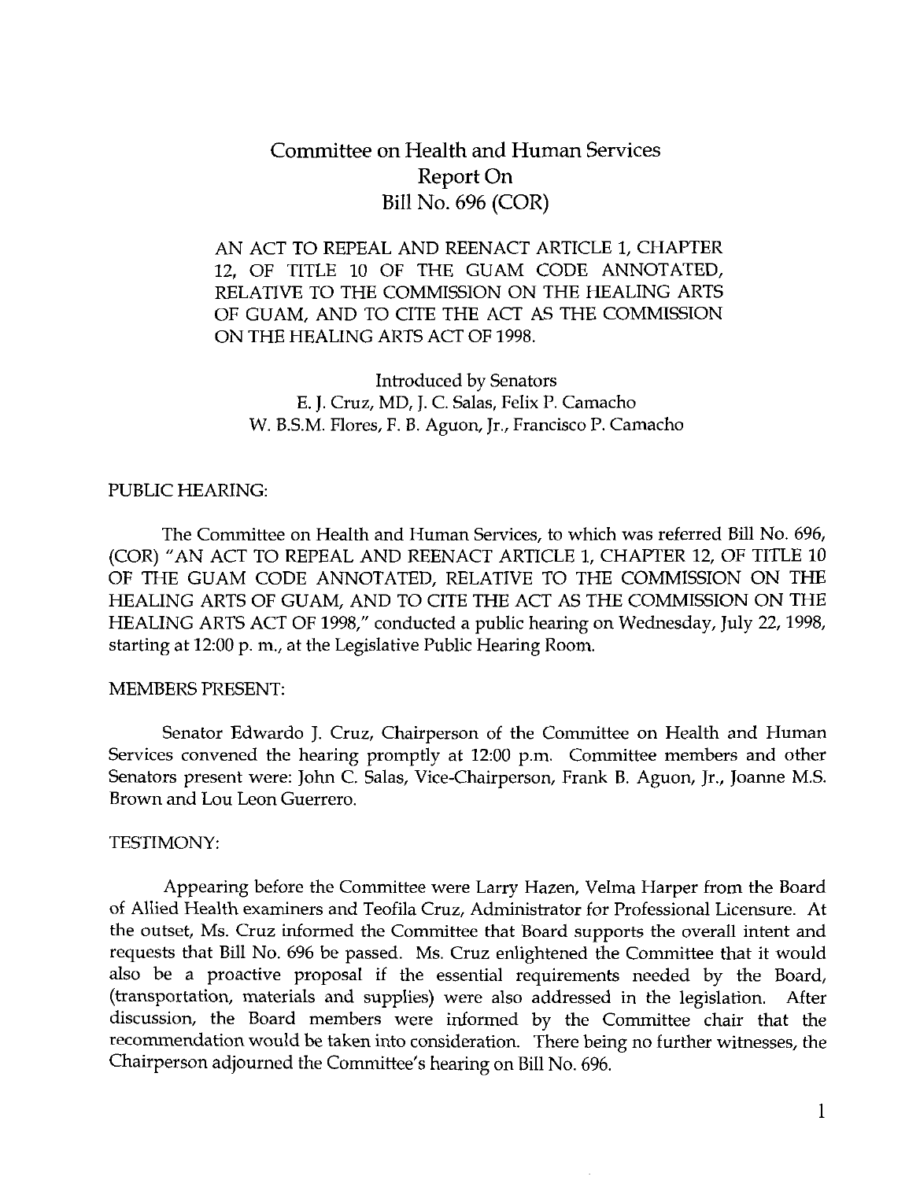# Committee on Health and Human Services
# Report On
# Bill No. 696 (COR)

AN ACT TO REPEAL AND REENACT ARTICLE 1, CHAPTER 12, OF TITLE 10 OF THE GUAM CODE ANNOTATED, RELATIVE TO THE COMMISSION ON THE HEALING ARTS OF GUAM, AND TO CITE THE ACT AS THE COMMISSION ON THE HEALING ARTS ACT OF 1998.

Introduced by Senators
E. J. Cruz, MD, J. C. Salas, Felix P. Camacho
W. B.S.M. Flores, F. B. Aguon, Jr., Francisco P. Camacho

PUBLIC HEARING:

The Committee on Health and Human Services, to which was referred Bill No. 696, (COR) "AN ACT TO REPEAL AND REENACT ARTICLE 1, CHAPTER 12, OF TITLE 10 OF THE GUAM CODE ANNOTATED, RELATIVE TO THE COMMISSION ON THE HEALING ARTS OF GUAM, AND TO CITE THE ACT AS THE COMMISSION ON THE HEALING ARTS ACT OF 1998," conducted a public hearing on Wednesday, July 22, 1998, starting at 12:00 p. m., at the Legislative Public Hearing Room.

MEMBERS PRESENT:

Senator Edwardo J. Cruz, Chairperson of the Committee on Health and Human Services convened the hearing promptly at 12:00 p.m. Committee members and other Senators present were: John C. Salas, Vice-Chairperson, Frank B. Aguon, Jr., Joanne M.S. Brown and Lou Leon Guerrero.

TESTIMONY:

Appearing before the Committee were Larry Hazen, Velma Harper from the Board of Allied Health examiners and Teofila Cruz, Administrator for Professional Licensure. At the outset, Ms. Cruz informed the Committee that Board supports the overall intent and requests that Bill No. 696 be passed. Ms. Cruz enlightened the Committee that it would also be a proactive proposal if the essential requirements needed by the Board, (transportation, materials and supplies) were also addressed in the legislation. After discussion, the Board members were informed by the Committee chair that the recommendation would be taken into consideration. There being no further witnesses, the Chairperson adjourned the Committee's hearing on Bill No. 696.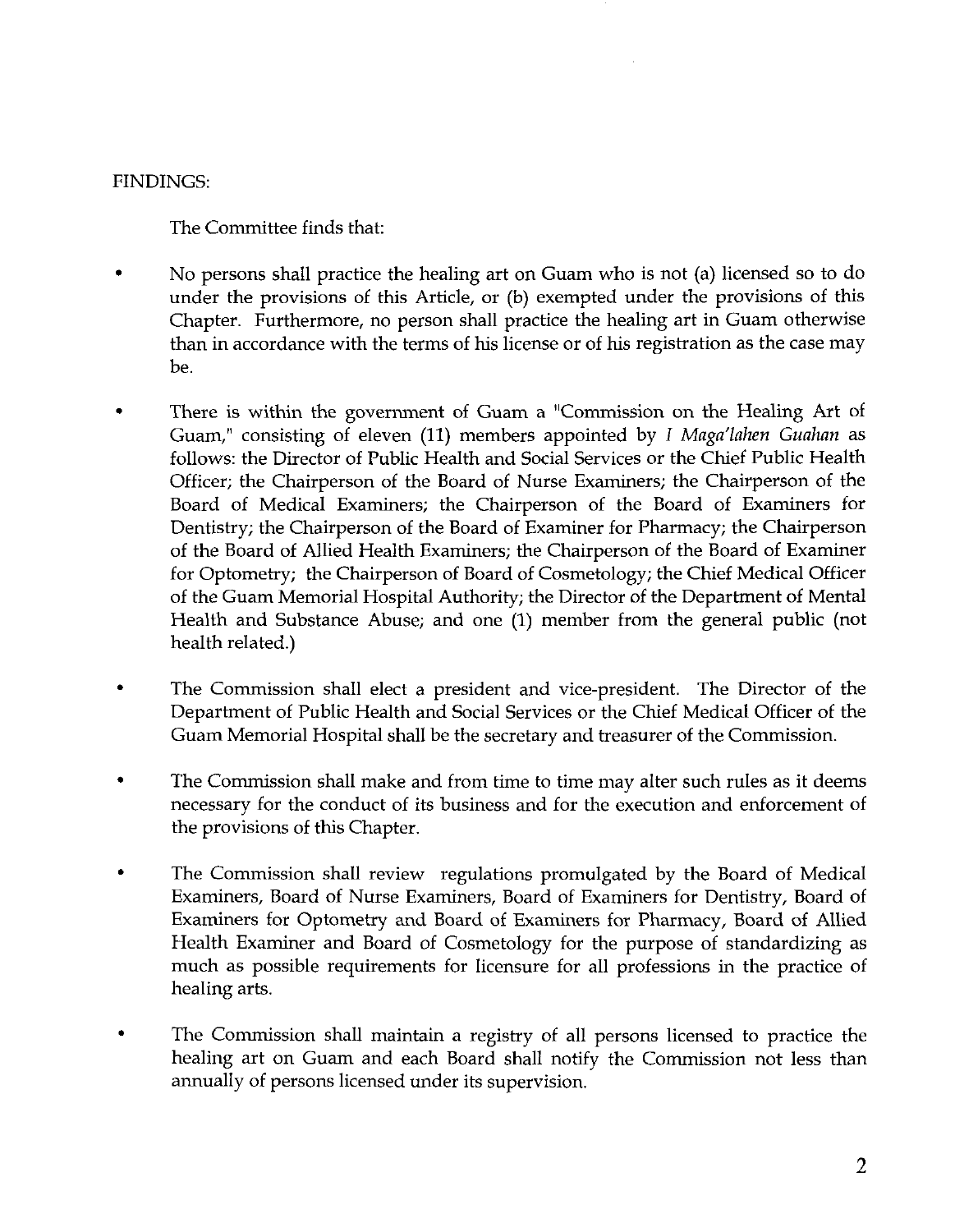FINDINGS:

The Committee finds that:

- No persons shall practice the healing art on Guam who is not (a) licensed so to do under the provisions of this Article, or (b) exempted under the provisions of this Chapter. Furthermore, no person shall practice the healing art in Guam otherwise than in accordance with the terms of his license or of his registration as the case may be.

- There is within the government of Guam a "Commission on the Healing Art of Guam," consisting of eleven (11) members appointed by *I Maga'lahen Guahan* as follows: the Director of Public Health and Social Services or the Chief Public Health Officer; the Chairperson of the Board of Nurse Examiners; the Chairperson of the Board of Medical Examiners; the Chairperson of the Board of Examiners for Dentistry; the Chairperson of the Board of Examiner for Pharmacy; the Chairperson of the Board of Allied Health Examiners; the Chairperson of the Board of Examiner for Optometry; the Chairperson of Board of Cosmetology; the Chief Medical Officer of the Guam Memorial Hospital Authority; the Director of the Department of Mental Health and Substance Abuse; and one (1) member from the general public (not health related.)

- The Commission shall elect a president and vice-president. The Director of the Department of Public Health and Social Services or the Chief Medical Officer of the Guam Memorial Hospital shall be the secretary and treasurer of the Commission.

- The Commission shall make and from time to time may alter such rules as it deems necessary for the conduct of its business and for the execution and enforcement of the provisions of this Chapter.

- The Commission shall review regulations promulgated by the Board of Medical Examiners, Board of Nurse Examiners, Board of Examiners for Dentistry, Board of Examiners for Optometry and Board of Examiners for Pharmacy, Board of Allied Health Examiner and Board of Cosmetology for the purpose of standardizing as much as possible requirements for licensure for all professions in the practice of healing arts.

- The Commission shall maintain a registry of all persons licensed to practice the healing art on Guam and each Board shall notify the Commission not less than annually of persons licensed under its supervision.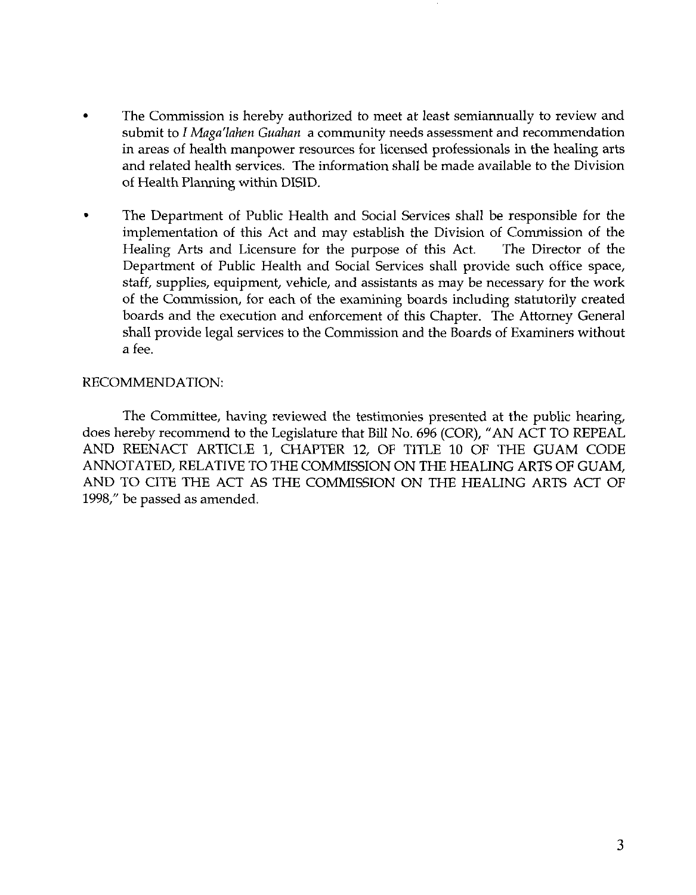- The Commission is hereby authorized to meet at least semiannually to review and submit to *I Maga'lahen Guahan* a community needs assessment and recommendation in areas of health manpower resources for licensed professionals in the healing arts and related health services. The information shall be made available to the Division of Health Planning within DISID.

- The Department of Public Health and Social Services shall be responsible for the implementation of this Act and may establish the Division of Commission of the Healing Arts and Licensure for the purpose of this Act. The Director of the Department of Public Health and Social Services shall provide such office space, staff, supplies, equipment, vehicle, and assistants as may be necessary for the work of the Commission, for each of the examining boards including statutorily created boards and the execution and enforcement of this Chapter. The Attorney General shall provide legal services to the Commission and the Boards of Examiners without a fee.

RECOMMENDATION:

The Committee, having reviewed the testimonies presented at the public hearing, does hereby recommend to the Legislature that Bill No. 696 (COR), "AN ACT TO REPEAL AND REENACT ARTICLE 1, CHAPTER 12, OF TITLE 10 OF THE GUAM CODE ANNOTATED, RELATIVE TO THE COMMISSION ON THE HEALING ARTS OF GUAM, AND TO CITE THE ACT AS THE COMMISSION ON THE HEALING ARTS ACT OF 1998," be passed as amended.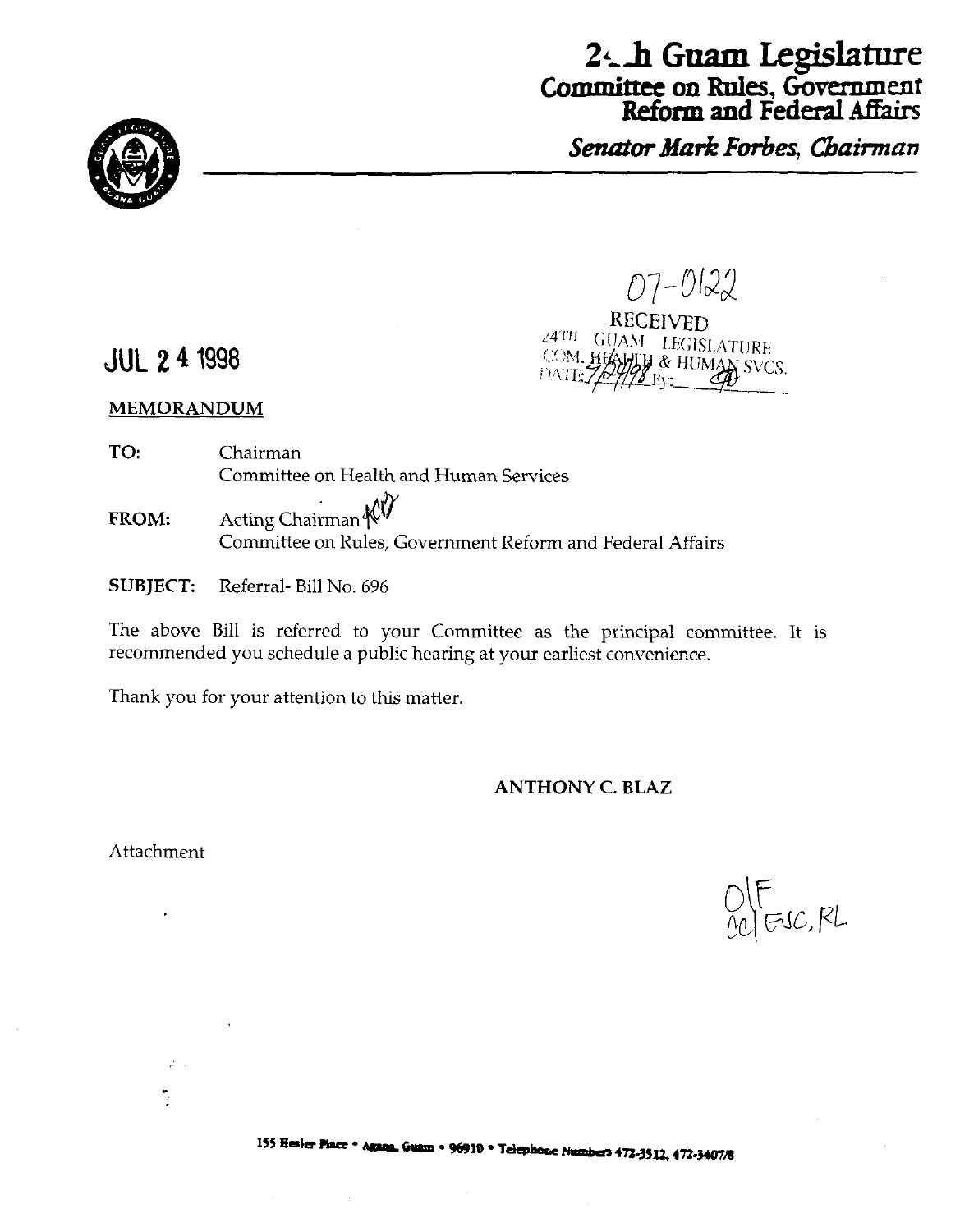# 24th Guam Legislature
## Committee on Rules, Government Reform and Federal Affairs
*Senator Mark Forbes, Chairman*

07-0122

RECEIVED
24TH GUAM LEGISLATURE
COM. HEALTH & HUMAN SVCS.
DATE: 7/24/98 By: ____

JUL 24 1998

**MEMORANDUM**

**TO:** Chairman
Committee on Health and Human Services

**FROM:** Acting Chairman
Committee on Rules, Government Reform and Federal Affairs

**SUBJECT:** Referral- Bill No. 696

The above Bill is referred to your Committee as the principal committee. It is recommended you schedule a public hearing at your earliest convenience.

Thank you for your attention to this matter.

**ANTHONY C. BLAZ**

Attachment

O|F
cc| ESC, RL

155 Hesler Place • Agana, Guam • 96910 • Telephone Numbers 472-3512, 472-3407/8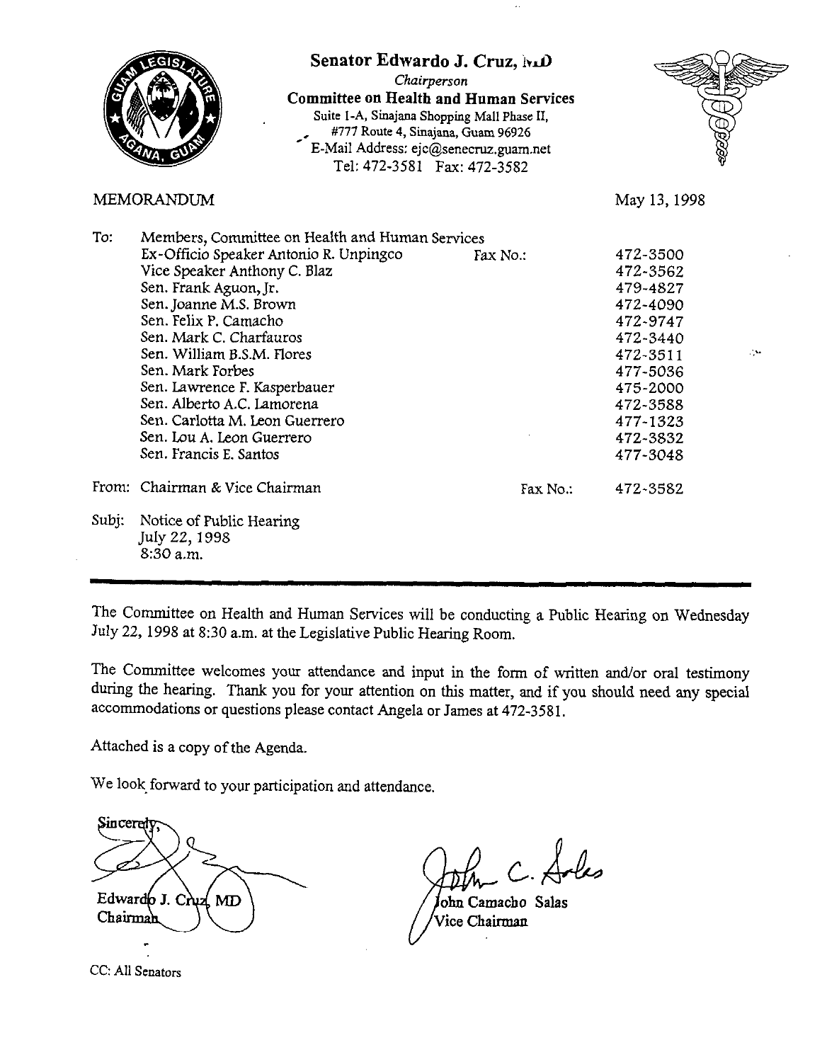**Senator Edwardo J. Cruz, MD**
*Chairperson*
**Committee on Health and Human Services**
Suite 1-A, Sinajana Shopping Mall Phase II,
#777 Route 4, Sinajana, Guam 96926
E-Mail Address: ejc@senecruz.guam.net
Tel: 472-3581 Fax: 472-3582

MEMORANDUM

May 13, 1998

| | | | |
|---|---|---|---|
| To: | Members, Committee on Health and Human Services | | |
| | Ex-Officio Speaker Antonio R. Unpingco | Fax No.: | 472-3500 |
| | Vice Speaker Anthony C. Blaz | | 472-3562 |
| | Sen. Frank Aguon, Jr. | | 479-4827 |
| | Sen. Joanne M.S. Brown | | 472-4090 |
| | Sen. Felix P. Camacho | | 472-9747 |
| | Sen. Mark C. Charfauros | | 472-3440 |
| | Sen. William B.S.M. Flores | | 472-3511 |
| | Sen. Mark Forbes | | 477-5036 |
| | Sen. Lawrence F. Kasperbauer | | 475-2000 |
| | Sen. Alberto A.C. Lamorena | | 472-3588 |
| | Sen. Carlotta M. Leon Guerrero | | 477-1323 |
| | Sen. Lou A. Leon Guerrero | | 472-3832 |
| | Sen. Francis E. Santos | | 477-3048 |
| From: | Chairman & Vice Chairman | Fax No.: | 472-3582 |
| Subj: | Notice of Public Hearing<br>July 22, 1998<br>8:30 a.m. | | |

---

The Committee on Health and Human Services will be conducting a Public Hearing on Wednesday July 22, 1998 at 8:30 a.m. at the Legislative Public Hearing Room.

The Committee welcomes your attendance and input in the form of written and/or oral testimony during the hearing. Thank you for your attention on this matter, and if you should need any special accommodations or questions please contact Angela or James at 472-3581.

Attached is a copy of the Agenda.

We look forward to your participation and attendance.

Sincerely,

Edwardo J. Cruz, MD
Chairman

John Camacho Salas
Vice Chairman

CC: All Senators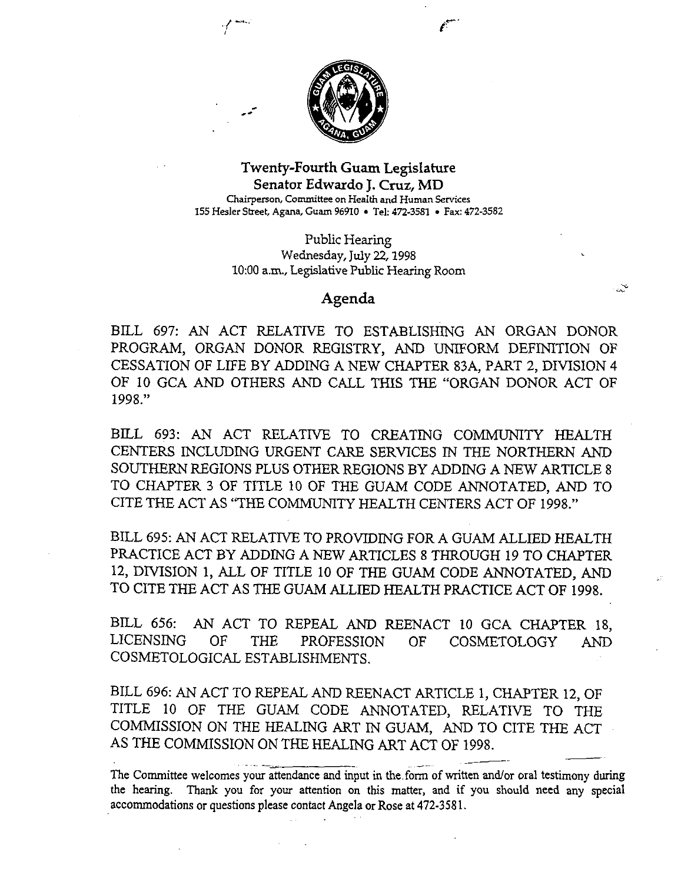# Twenty-Fourth Guam Legislature

## Senator Edwardo J. Cruz, MD

Chairperson, Committee on Health and Human Services
155 Hesler Street, Agana, Guam 96910 • Tel: 472-3581 • Fax: 472-3582

Public Hearing
Wednesday, July 22, 1998
10:00 a.m., Legislative Public Hearing Room

## Agenda

BILL 697: AN ACT RELATIVE TO ESTABLISHING AN ORGAN DONOR PROGRAM, ORGAN DONOR REGISTRY, AND UNIFORM DEFINITION OF CESSATION OF LIFE BY ADDING A NEW CHAPTER 83A, PART 2, DIVISION 4 OF 10 GCA AND OTHERS AND CALL THIS THE "ORGAN DONOR ACT OF 1998."

BILL 693: AN ACT RELATIVE TO CREATING COMMUNITY HEALTH CENTERS INCLUDING URGENT CARE SERVICES IN THE NORTHERN AND SOUTHERN REGIONS PLUS OTHER REGIONS BY ADDING A NEW ARTICLE 8 TO CHAPTER 3 OF TITLE 10 OF THE GUAM CODE ANNOTATED, AND TO CITE THE ACT AS "THE COMMUNITY HEALTH CENTERS ACT OF 1998."

BILL 695: AN ACT RELATIVE TO PROVIDING FOR A GUAM ALLIED HEALTH PRACTICE ACT BY ADDING A NEW ARTICLES 8 THROUGH 19 TO CHAPTER 12, DIVISION 1, ALL OF TITLE 10 OF THE GUAM CODE ANNOTATED, AND TO CITE THE ACT AS THE GUAM ALLIED HEALTH PRACTICE ACT OF 1998.

BILL 656: AN ACT TO REPEAL AND REENACT 10 GCA CHAPTER 18, LICENSING OF THE PROFESSION OF COSMETOLOGY AND COSMETOLOGICAL ESTABLISHMENTS.

BILL 696: AN ACT TO REPEAL AND REENACT ARTICLE 1, CHAPTER 12, OF TITLE 10 OF THE GUAM CODE ANNOTATED, RELATIVE TO THE COMMISSION ON THE HEALING ART IN GUAM, AND TO CITE THE ACT AS THE COMMISSION ON THE HEALING ART ACT OF 1998.

The Committee welcomes your attendance and input in the form of written and/or oral testimony during the hearing. Thank you for your attention on this matter, and if you should need any special accommodations or questions please contact Angela or Rose at 472-3581.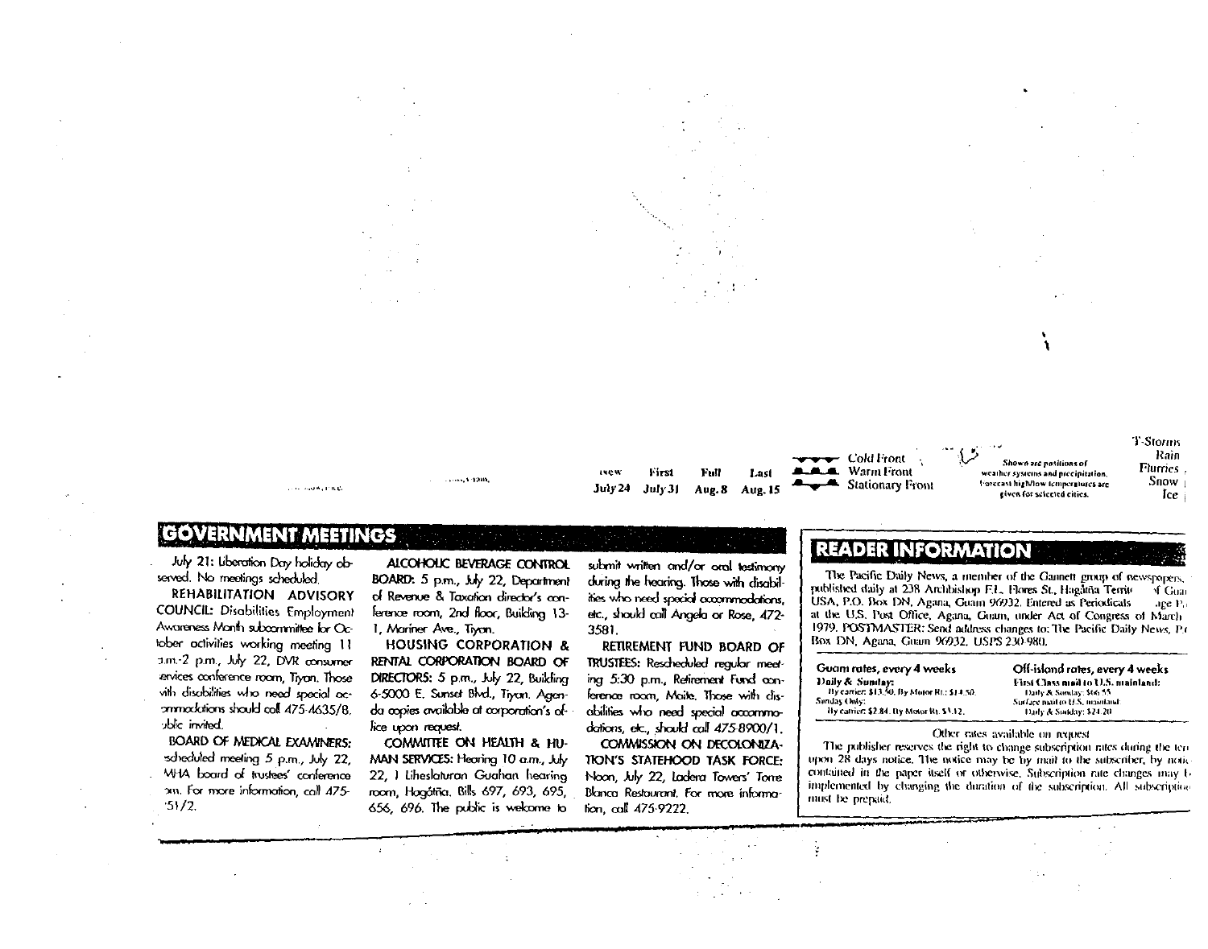New | First | Full | Last
July 24 | July 31 | Aug. 8 | Aug. 15

Cold Front
Warm Front
Stationary Front

Shown are positions of weather systems and precipitation. Forecast high/low temperatures are given for selected cities.

T-Storms
Rain
Flurries
Snow
Ice

## GOVERNMENT MEETINGS

July 21: Liberation Day holiday observed. No meetings scheduled.

**REHABILITATION ADVISORY COUNCIL:** Disabilities Employment Awareness Month subcommittee for October activities working meeting 11 a.m.-2 p.m., July 22, DVR consumer services conference room, Tiyan. Those with disabilities who need special accommodations should call 475-4635/8. Public invited.

**BOARD OF MEDICAL EXAMINERS:** Rescheduled meeting 5 p.m., July 22, MHA board of trustees' conference room. For more information, call 475-5151/2.

**ALCOHOLIC BEVERAGE CONTROL BOARD:** 5 p.m., July 22, Department of Revenue & Taxation director's conference room, 2nd floor, Building 13-1, Mariner Ave., Tiyan.

**HOUSING CORPORATION & RENTAL CORPORATION BOARD OF DIRECTORS:** 5 p.m., July 22, Building 6-5000 E. Sunset Blvd., Tiyan. Agenda copies available at corporation's office upon request.

**COMMITTEE ON HEALTH & HUMAN SERVICES:** Hearing 10 a.m., July 22, I Liheslaturan Guahan hearing room, Hagåtña. Bills 697, 693, 695, 656, 696. The public is welcome to submit written and/or oral testimony during the hearing. Those with disabilities who need special accommodations, etc., should call Angela or Rose, 472-3581.

**RETIREMENT FUND BOARD OF TRUSTEES:** Rescheduled regular meeting 5:30 p.m., Retirement Fund conference room, Maite. Those with disabilities who need special accommodations, etc., should call 475-8900/1.

**COMMISSION ON DECOLONIZATION'S STATEHOOD TASK FORCE:** Noon, July 22, Ladera Towers' Torre Blanca Restaurant. For more information, call 475-9222.

## READER INFORMATION

The Pacific Daily News, a member of the Gannett group of newspapers, published daily at 238 Archbishop F.L. Flores St., Hagåtña Territory of Guam USA, P.O. Box DN, Agana, Guam 96932. Entered as Periodicals Postage Paid at the U.S. Post Office, Agana, Guam, under Act of Congress of March 1979. POSTMASTER: Send address changes to: The Pacific Daily News, P.O. Box DN, Agana, Guam 96932. USPS 230-980.

**Guam rates, every 4 weeks**

**Daily & Sunday:**
By carrier: $13.50. By Motor Rt.: $14.50.
Sunday Only:
By carrier: $2.84. By Motor Rt. $3.12.

**Off-island rates, every 4 weeks**

**First Class mail to U.S. mainland:**
Daily & Sunday: $66.55
Surface mail to U.S. mainland:
Daily & Sunday: $24.20

Other rates available on request

The publisher reserves the right to change subscription rates during the term upon 28 days notice. The notice may be by mail to the subscriber, by notice contained in the paper itself or otherwise. Subscription rate changes may be implemented by changing the duration of the subscription. All subscriptions must be prepaid.